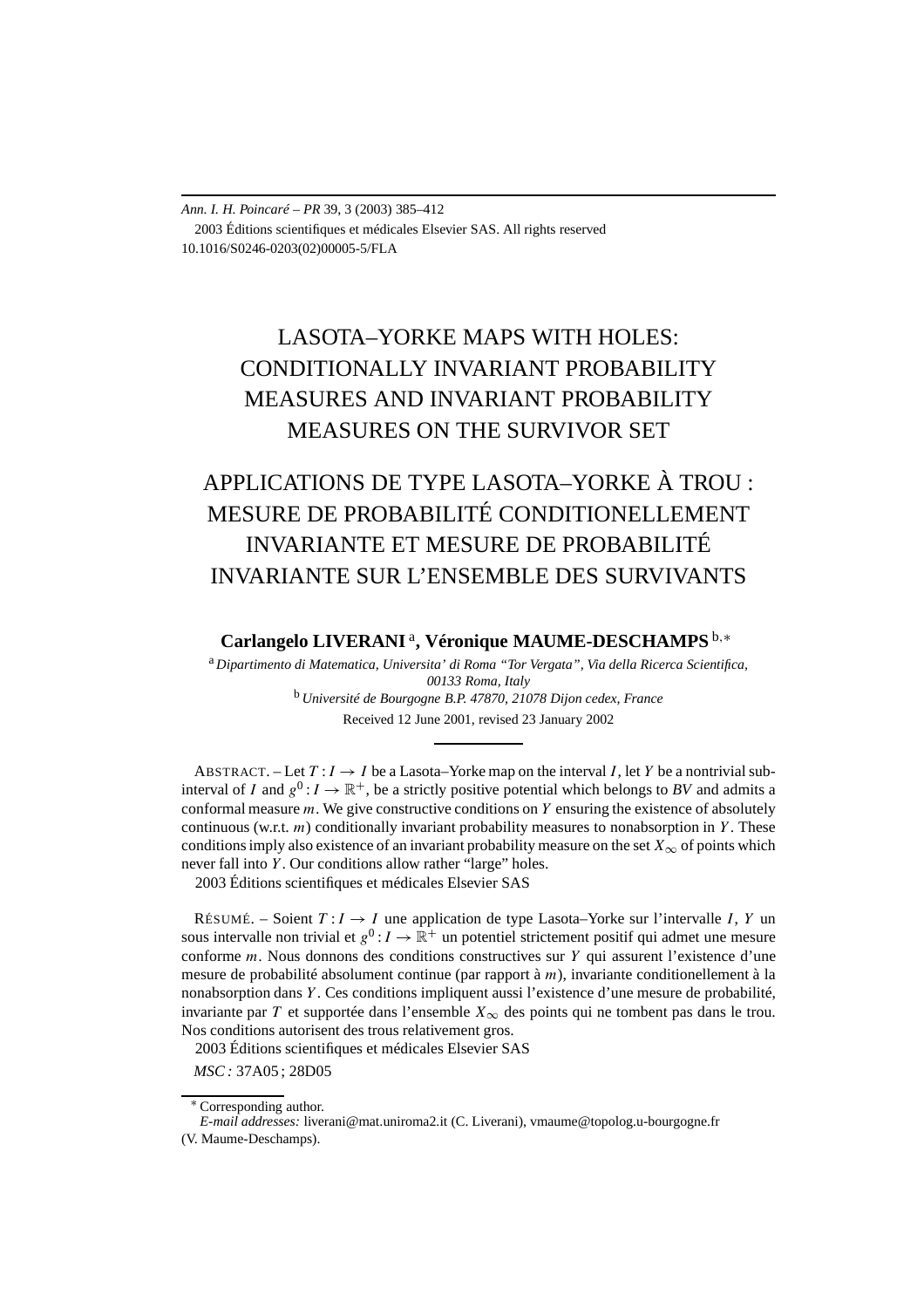Ann. I. H. Poincaré – PR 39, 3 (2003) 385–412
2003 Éditions scientifiques et médicales Elsevier SAS. All rights reserved
10.1016/S0246-0203(02)00005-5/FLA

# LASOTA–YORKE MAPS WITH HOLES: CONDITIONALLY INVARIANT PROBABILITY MEASURES AND INVARIANT PROBABILITY MEASURES ON THE SURVIVOR SET

# APPLICATIONS DE TYPE LASOTA–YORKE À TROU : MESURE DE PROBABILITÉ CONDITIONELLEMENT INVARIANTE ET MESURE DE PROBABILITÉ INVARIANTE SUR L'ENSEMBLE DES SURVIVANTS

**Carlangelo LIVERANI** [a], **Véronique MAUME-DESCHAMPS** [b,∗]

[a] *Dipartimento di Matematica, Universita' di Roma "Tor Vergata", Via della Ricerca Scientifica, 00133 Roma, Italy*

[b] *Université de Bourgogne B.P. 47870, 21078 Dijon cedex, France*

Received 12 June 2001, revised 23 January 2002

ABSTRACT. – Let $T: I \to I$ be a Lasota–Yorke map on the interval $I$, let $Y$ be a nontrivial subinterval of $I$ and $g^0: I \to \mathbb{R}^+$, be a strictly positive potential which belongs to *BV* and admits a conformal measure $m$. We give constructive conditions on $Y$ ensuring the existence of absolutely continuous (w.r.t. $m$) conditionally invariant probability measures to nonabsorption in $Y$. These conditions imply also existence of an invariant probability measure on the set $X_\infty$ of points which never fall into $Y$. Our conditions allow rather "large" holes.
2003 Éditions scientifiques et médicales Elsevier SAS

RÉSUMÉ. – Soient $T: I \to I$ une application de type Lasota–Yorke sur l'intervalle $I$, $Y$ un sous intervalle non trivial et $g^0: I \to \mathbb{R}^+$ un potentiel strictement positif qui admet une mesure conforme $m$. Nous donnons des conditions constructives sur $Y$ qui assurent l'existence d'une mesure de probabilité absolument continue (par rapport à $m$), invariante conditionellement à la nonabsorption dans $Y$. Ces conditions impliquent aussi l'existence d'une mesure de probabilité, invariante par $T$ et supportée dans l'ensemble $X_\infty$ des points qui ne tombent pas dans le trou. Nos conditions autorisent des trous relativement gros.
2003 Éditions scientifiques et médicales Elsevier SAS

*MSC:* 37A05 ; 28D05

∗ Corresponding author.
*E-mail addresses:* liverani@mat.uniroma2.it (C. Liverani), vmaume@topolog.u-bourgogne.fr (V. Maume-Deschamps).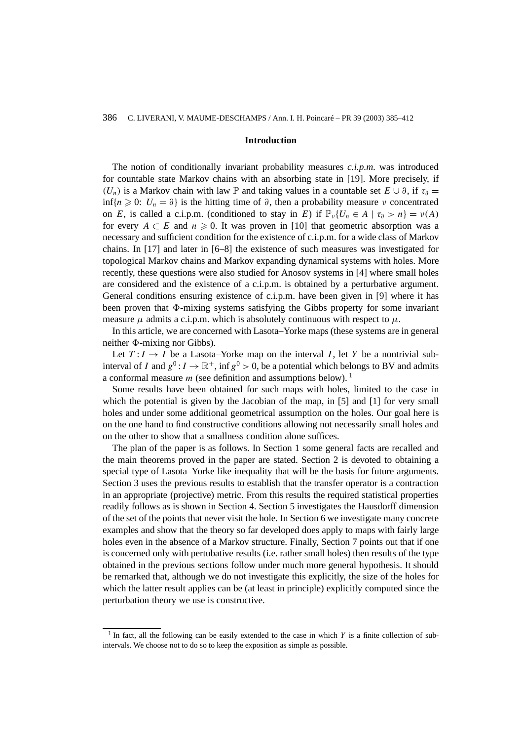## Introduction

The notion of conditionally invariant probability measures *c.i.p.m.* was introduced for countable state Markov chains with an absorbing state in [19]. More precisely, if $(U_n)$ is a Markov chain with law $\mathbb{P}$ and taking values in a countable set $E \cup \partial$, if $\tau_\partial = \inf\{n \geqslant 0\colon U_n = \partial\}$ is the hitting time of $\partial$, then a probability measure $\nu$ concentrated on $E$, is called a c.i.p.m. (conditioned to stay in $E$) if $\mathbb{P}_\nu\{U_n \in A \mid \tau_\partial > n\} = \nu(A)$ for every $A \subset E$ and $n \geqslant 0$. It was proven in [10] that geometric absorption was a necessary and sufficient condition for the existence of c.i.p.m. for a wide class of Markov chains. In [17] and later in [6–8] the existence of such measures was investigated for topological Markov chains and Markov expanding dynamical systems with holes. More recently, these questions were also studied for Anosov systems in [4] where small holes are considered and the existence of a c.i.p.m. is obtained by a perturbative argument. General conditions ensuring existence of c.i.p.m. have been given in [9] where it has been proven that $\Phi$-mixing systems satisfying the Gibbs property for some invariant measure $\mu$ admits a c.i.p.m. which is absolutely continuous with respect to $\mu$.

In this article, we are concerned with Lasota–Yorke maps (these systems are in general neither $\Phi$-mixing nor Gibbs).

Let $T : I \to I$ be a Lasota–Yorke map on the interval $I$, let $Y$ be a nontrivial subinterval of $I$ and $g^0 : I \to \mathbb{R}^+$, $\inf g^0 > 0$, be a potential which belongs to BV and admits a conformal measure $m$ (see definition and assumptions below). [1]

Some results have been obtained for such maps with holes, limited to the case in which the potential is given by the Jacobian of the map, in [5] and [1] for very small holes and under some additional geometrical assumption on the holes. Our goal here is on the one hand to find constructive conditions allowing not necessarily small holes and on the other to show that a smallness condition alone suffices.

The plan of the paper is as follows. In Section 1 some general facts are recalled and the main theorems proved in the paper are stated. Section 2 is devoted to obtaining a special type of Lasota–Yorke like inequality that will be the basis for future arguments. Section 3 uses the previous results to establish that the transfer operator is a contraction in an appropriate (projective) metric. From this results the required statistical properties readily follows as is shown in Section 4. Section 5 investigates the Hausdorff dimension of the set of the points that never visit the hole. In Section 6 we investigate many concrete examples and show that the theory so far developed does apply to maps with fairly large holes even in the absence of a Markov structure. Finally, Section 7 points out that if one is concerned only with pertubative results (i.e. rather small holes) then results of the type obtained in the previous sections follow under much more general hypothesis. It should be remarked that, although we do not investigate this explicitly, the size of the holes for which the latter result applies can be (at least in principle) explicitly computed since the perturbation theory we use is constructive.

---

[1] In fact, all the following can be easily extended to the case in which $Y$ is a finite collection of subintervals. We choose not to do so to keep the exposition as simple as possible.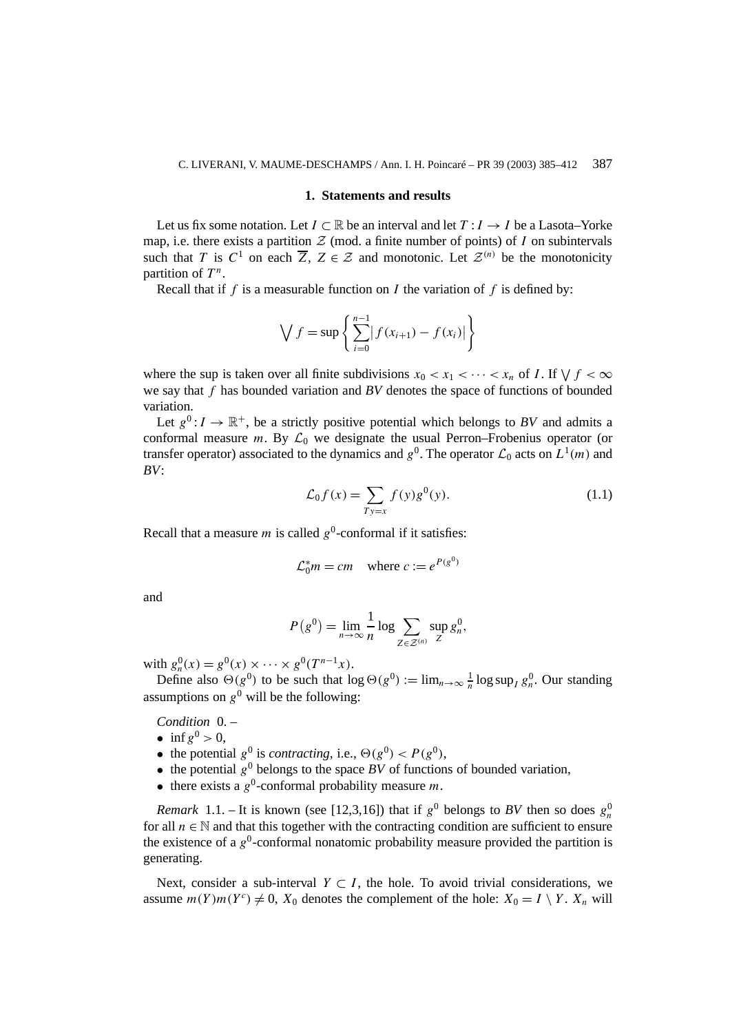## 1. Statements and results

Let us fix some notation. Let $I \subset \mathbb{R}$ be an interval and let $T : I \to I$ be a Lasota–Yorke map, i.e. there exists a partition $\mathcal{Z}$ (mod. a finite number of points) of $I$ on subintervals such that $T$ is $C^1$ on each $\overline{Z}$, $Z \in \mathcal{Z}$ and monotonic. Let $\mathcal{Z}^{(n)}$ be the monotonicity partition of $T^n$.

Recall that if $f$ is a measurable function on $I$ the variation of $f$ is defined by:

$$\bigvee f = \sup \left\{ \sum_{i=0}^{n-1} \left| f(x_{i+1}) - f(x_i) \right| \right\}$$

where the sup is taken over all finite subdivisions $x_0 < x_1 < \cdots < x_n$ of $I$. If $\bigvee f < \infty$ we say that $f$ has bounded variation and *BV* denotes the space of functions of bounded variation.

Let $g^0 : I \to \mathbb{R}^+$, be a strictly positive potential which belongs to *BV* and admits a conformal measure $m$. By $\mathcal{L}_0$ we designate the usual Perron–Frobenius operator (or transfer operator) associated to the dynamics and $g^0$. The operator $\mathcal{L}_0$ acts on $L^1(m)$ and *BV*:

$$\mathcal{L}_0 f(x) = \sum_{Ty=x} f(y) g^0(y). \tag{1.1}$$

Recall that a measure $m$ is called $g^0$-conformal if it satisfies:

$$\mathcal{L}_0^* m = cm \quad \text{where } c := e^{P(g^0)}$$

and

$$P\left(g^0\right) = \lim_{n\to\infty} \frac{1}{n} \log \sum_{Z \in \mathcal{Z}^{(n)}} \sup_Z g_n^0,$$

with $g_n^0(x) = g^0(x) \times \cdots \times g^0(T^{n-1}x)$.

Define also $\Theta(g^0)$ to be such that $\log \Theta(g^0) := \lim_{n\to\infty} \frac{1}{n} \log \sup_I g_n^0$. Our standing assumptions on $g^0$ will be the following:

*Condition* 0. –

- $\inf g^0 > 0$,
- the potential $g^0$ is *contracting*, i.e., $\Theta(g^0) < P(g^0)$,
- the potential $g^0$ belongs to the space *BV* of functions of bounded variation,
- there exists a $g^0$-conformal probability measure $m$.

*Remark* 1.1. – It is known (see [12,3,16]) that if $g^0$ belongs to *BV* then so does $g_n^0$ for all $n \in \mathbb{N}$ and that this together with the contracting condition are sufficient to ensure the existence of a $g^0$-conformal nonatomic probability measure provided the partition is generating.

Next, consider a sub-interval $Y \subset I$, the hole. To avoid trivial considerations, we assume $m(Y)m(Y^c) \neq 0$, $X_0$ denotes the complement of the hole: $X_0 = I \setminus Y$. $X_n$ will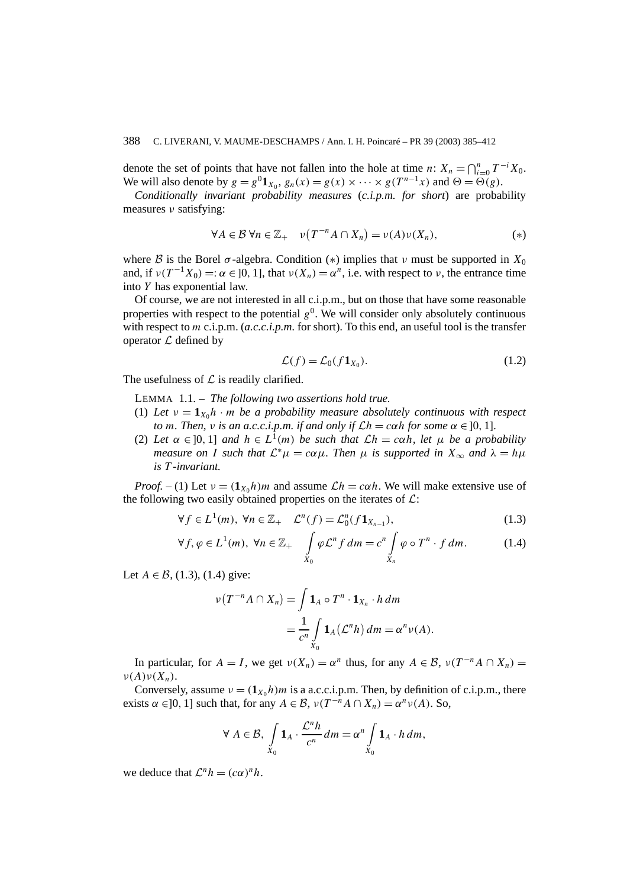denote the set of points that have not fallen into the hole at time $n$: $X_n = \bigcap_{i=0}^n T^{-i} X_0$. We will also denote by $g = g^0 \mathbf{1}_{X_0}$, $g_n(x) = g(x) \times \cdots \times g(T^{n-1}x)$ and $\Theta = \Theta(g)$.

*Conditionally invariant probability measures* (*c.i.p.m. for short*) are probability measures $\nu$ satisfying:

$$\forall A \in \mathcal{B}\ \forall n \in \mathbb{Z}_+ \quad \nu\big(T^{-n}A \cap X_n\big) = \nu(A)\nu(X_n), \tag{$*$}$$

where $\mathcal{B}$ is the Borel $\sigma$-algebra. Condition $(*)$ implies that $\nu$ must be supported in $X_0$ and, if $\nu(T^{-1}X_0) =: \alpha \in ]0,1]$, that $\nu(X_n) = \alpha^n$, i.e. with respect to $\nu$, the entrance time into $Y$ has exponential law.

Of course, we are not interested in all c.i.p.m., but on those that have some reasonable properties with respect to the potential $g^0$. We will consider only absolutely continuous with respect to $m$ c.i.p.m. (*a.c.c.i.p.m.* for short). To this end, an useful tool is the transfer operator $\mathcal{L}$ defined by

$$\mathcal{L}(f) = \mathcal{L}_0(f \mathbf{1}_{X_0}). \tag{1.2}$$

The usefulness of $\mathcal{L}$ is readily clarified.

LEMMA 1.1. – *The following two assertions hold true.*

(1) *Let $\nu = \mathbf{1}_{X_0} h \cdot m$ be a probability measure absolutely continuous with respect to $m$. Then, $\nu$ is an a.c.c.i.p.m. if and only if $\mathcal{L}h = c\alpha h$ for some $\alpha \in ]0,1]$.*

(2) *Let $\alpha \in ]0,1]$ and $h \in L^1(m)$ be such that $\mathcal{L}h = c\alpha h$, let $\mu$ be a probability measure on $I$ such that $\mathcal{L}^*\mu = c\alpha\mu$. Then $\mu$ is supported in $X_\infty$ and $\lambda = h\mu$ is $T$-invariant.*

*Proof.* – (1) Let $\nu = (\mathbf{1}_{X_0} h)m$ and assume $\mathcal{L}h = c\alpha h$. We will make extensive use of the following two easily obtained properties on the iterates of $\mathcal{L}$:

$$\forall f \in L^1(m),\ \forall n \in \mathbb{Z}_+ \quad \mathcal{L}^n(f) = \mathcal{L}_0^n(f \mathbf{1}_{X_{n-1}}), \tag{1.3}$$

$$\forall f, \varphi \in L^1(m),\ \forall n \in \mathbb{Z}_+ \quad \int_{X_0} \varphi \mathcal{L}^n f\, dm = c^n \int_{X_n} \varphi \circ T^n \cdot f\, dm. \tag{1.4}$$

Let $A \in \mathcal{B}$, (1.3), (1.4) give:

$$\begin{aligned}
\nu\big(T^{-n}A \cap X_n\big) &= \int \mathbf{1}_A \circ T^n \cdot \mathbf{1}_{X_n} \cdot h\, dm \\
&= \frac{1}{c^n} \int_{X_0} \mathbf{1}_A \big(\mathcal{L}^n h\big)\, dm = \alpha^n \nu(A).
\end{aligned}$$

In particular, for $A = I$, we get $\nu(X_n) = \alpha^n$ thus, for any $A \in \mathcal{B}$, $\nu(T^{-n}A \cap X_n) = \nu(A)\nu(X_n)$.

Conversely, assume $\nu = (\mathbf{1}_{X_0} h)m$ is a a.c.c.i.p.m. Then, by definition of c.i.p.m., there exists $\alpha \in ]0,1]$ such that, for any $A \in \mathcal{B}$, $\nu(T^{-n}A \cap X_n) = \alpha^n \nu(A)$. So,

$$\forall\ A \in \mathcal{B},\ \int_{X_0} \mathbf{1}_A \cdot \frac{\mathcal{L}^n h}{c^n}\, dm = \alpha^n \int_{X_0} \mathbf{1}_A \cdot h\, dm,$$

we deduce that $\mathcal{L}^n h = (c\alpha)^n h$.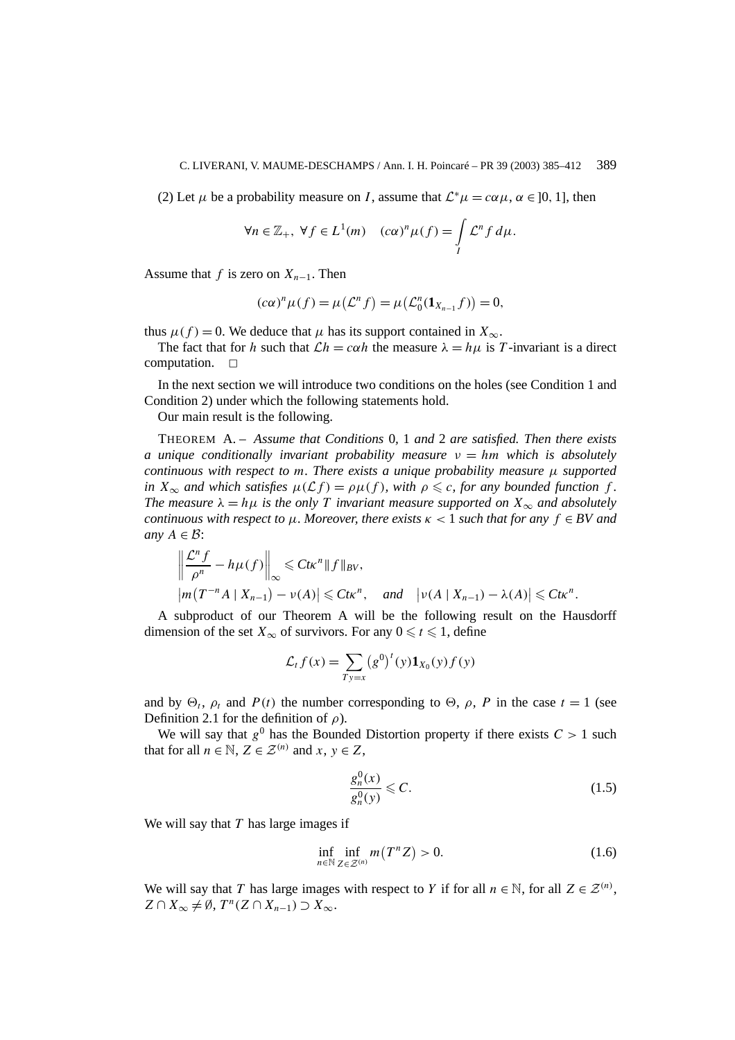(2) Let $\mu$ be a probability measure on $I$, assume that $\mathcal{L}^*\mu = c\alpha\mu$, $\alpha \in ]0, 1]$, then

$$\forall n \in \mathbb{Z}_+,\ \forall f \in L^1(m) \quad (c\alpha)^n \mu(f) = \int_I \mathcal{L}^n f \, d\mu.$$

Assume that $f$ is zero on $X_{n-1}$. Then

$$(c\alpha)^n \mu(f) = \mu\big(\mathcal{L}^n f\big) = \mu\big(\mathcal{L}_0^n(\mathbf{1}_{X_{n-1}} f)\big) = 0,$$

thus $\mu(f) = 0$. We deduce that $\mu$ has its support contained in $X_\infty$.

The fact that for $h$ such that $\mathcal{L}h = c\alpha h$ the measure $\lambda = h\mu$ is $T$-invariant is a direct computation. $\square$

In the next section we will introduce two conditions on the holes (see Condition 1 and Condition 2) under which the following statements hold.

Our main result is the following.

THEOREM A. – *Assume that Conditions* 0, 1 *and* 2 *are satisfied. Then there exists a unique conditionally invariant probability measure* $\nu = hm$ *which is absolutely continuous with respect to* $m$. *There exists a unique probability measure* $\mu$ *supported in* $X_\infty$ *and which satisfies* $\mu(\mathcal{L}f) = \rho\mu(f)$, *with* $\rho \leqslant c$, *for any bounded function* $f$. *The measure* $\lambda = h\mu$ *is the only* $T$ *invariant measure supported on* $X_\infty$ *and absolutely continuous with respect to* $\mu$. *Moreover, there exists* $\kappa < 1$ *such that for any* $f \in BV$ *and any* $A \in \mathcal{B}$:

$$\left\| \frac{\mathcal{L}^n f}{\rho^n} - h\mu(f) \right\|_\infty \leqslant C t \kappa^n \|f\|_{BV},$$

$$\big|m\big(T^{-n}A \mid X_{n-1}\big) - \nu(A)\big| \leqslant C t \kappa^n, \quad \text{and} \quad \big|\nu(A \mid X_{n-1}) - \lambda(A)\big| \leqslant C t \kappa^n.$$

A subproduct of our Theorem A will be the following result on the Hausdorff dimension of the set $X_\infty$ of survivors. For any $0 \leqslant t \leqslant 1$, define

$$\mathcal{L}_t f(x) = \sum_{Ty=x} \big(g^0\big)^t(y) \mathbf{1}_{X_0}(y) f(y)$$

and by $\Theta_t$, $\rho_t$ and $P(t)$ the number corresponding to $\Theta$, $\rho$, $P$ in the case $t = 1$ (see Definition 2.1 for the definition of $\rho$).

We will say that $g^0$ has the Bounded Distortion property if there exists $C > 1$ such that for all $n \in \mathbb{N}$, $Z \in \mathcal{Z}^{(n)}$ and $x, y \in Z$,

$$\frac{g_n^0(x)}{g_n^0(y)} \leqslant C. \tag{1.5}$$

We will say that $T$ has large images if

$$\inf_{n \in \mathbb{N}} \inf_{Z \in \mathcal{Z}^{(n)}} m\big(T^n Z\big) > 0. \tag{1.6}$$

We will say that $T$ has large images with respect to $Y$ if for all $n \in \mathbb{N}$, for all $Z \in \mathcal{Z}^{(n)}$, $Z \cap X_\infty \neq \emptyset$, $T^n(Z \cap X_{n-1}) \supset X_\infty$.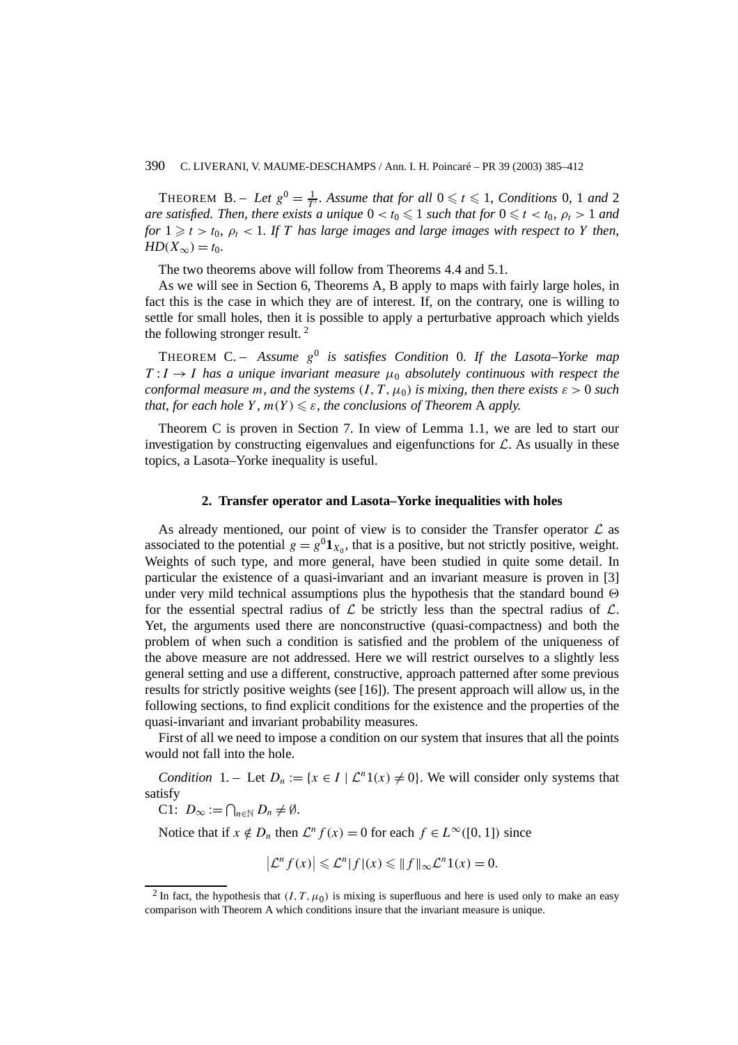THEOREM B. – *Let $g^0 = \frac{1}{T'}$. Assume that for all $0 \leqslant t \leqslant 1$, Conditions* 0*,* 1 *and* 2 *are satisfied. Then, there exists a unique $0 < t_0 \leqslant 1$ such that for $0 \leqslant t < t_0$, $\rho_t > 1$ and for $1 \geqslant t > t_0$, $\rho_t < 1$. If $T$ has large images and large images with respect to $Y$ then, $HD(X_\infty) = t_0$.*

The two theorems above will follow from Theorems 4.4 and 5.1.

As we will see in Section 6, Theorems A, B apply to maps with fairly large holes, in fact this is the case in which they are of interest. If, on the contrary, one is willing to settle for small holes, then it is possible to apply a perturbative approach which yields the following stronger result. [2]

THEOREM C. – *Assume $g^0$ is satisfies Condition* 0*. If the Lasota–Yorke map $T : I \to I$ has a unique invariant measure $\mu_0$ absolutely continuous with respect the conformal measure $m$, and the systems $(I, T, \mu_0)$ is mixing, then there exists $\varepsilon > 0$ such that, for each hole $Y$, $m(Y) \leqslant \varepsilon$, the conclusions of Theorem* A *apply.*

Theorem C is proven in Section 7. In view of Lemma 1.1, we are led to start our investigation by constructing eigenvalues and eigenfunctions for $\mathcal{L}$. As usually in these topics, a Lasota–Yorke inequality is useful.

## 2. Transfer operator and Lasota–Yorke inequalities with holes

As already mentioned, our point of view is to consider the Transfer operator $\mathcal{L}$ as associated to the potential $g = g^0 \mathbf{1}_{X_0}$, that is a positive, but not strictly positive, weight. Weights of such type, and more general, have been studied in quite some detail. In particular the existence of a quasi-invariant and an invariant measure is proven in [3] under very mild technical assumptions plus the hypothesis that the standard bound $\Theta$ for the essential spectral radius of $\mathcal{L}$ be strictly less than the spectral radius of $\mathcal{L}$. Yet, the arguments used there are nonconstructive (quasi-compactness) and both the problem of when such a condition is satisfied and the problem of the uniqueness of the above measure are not addressed. Here we will restrict ourselves to a slightly less general setting and use a different, constructive, approach patterned after some previous results for strictly positive weights (see [16]). The present approach will allow us, in the following sections, to find explicit conditions for the existence and the properties of the quasi-invariant and invariant probability measures.

First of all we need to impose a condition on our system that insures that all the points would not fall into the hole.

*Condition* 1. – Let $D_n := \{x \in I \mid \mathcal{L}^n 1(x) \neq 0\}$. We will consider only systems that satisfy

C1: $D_\infty := \bigcap_{n \in \mathbb{N}} D_n \neq \emptyset$.

Notice that if $x \notin D_n$ then $\mathcal{L}^n f(x) = 0$ for each $f \in L^\infty([0,1])$ since

$$\left|\mathcal{L}^n f(x)\right| \leqslant \mathcal{L}^n |f|(x) \leqslant \|f\|_\infty \mathcal{L}^n 1(x) = 0.$$

[2] In fact, the hypothesis that $(I, T, \mu_0)$ is mixing is superfluous and here is used only to make an easy comparison with Theorem A which conditions insure that the invariant measure is unique.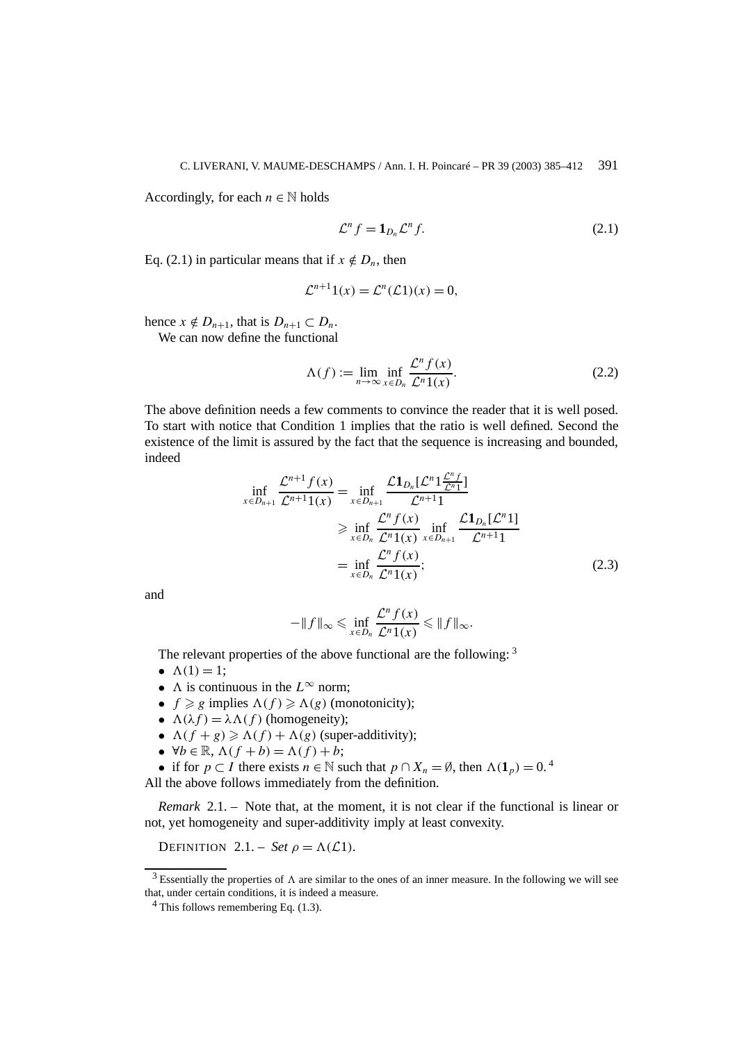Accordingly, for each $n \in \mathbb{N}$ holds

$$\mathcal{L}^n f = \mathbf{1}_{D_n} \mathcal{L}^n f. \tag{2.1}$$

Eq. (2.1) in particular means that if $x \notin D_n$, then

$$\mathcal{L}^{n+1} 1(x) = \mathcal{L}^n (\mathcal{L}1)(x) = 0,$$

hence $x \notin D_{n+1}$, that is $D_{n+1} \subset D_n$.

We can now define the functional

$$\Lambda(f) := \lim_{n \to \infty} \inf_{x \in D_n} \frac{\mathcal{L}^n f(x)}{\mathcal{L}^n 1(x)}. \tag{2.2}$$

The above definition needs a few comments to convince the reader that it is well posed. To start with notice that Condition 1 implies that the ratio is well defined. Second the existence of the limit is assured by the fact that the sequence is increasing and bounded, indeed

$$\begin{aligned}
\inf_{x \in D_{n+1}} \frac{\mathcal{L}^{n+1} f(x)}{\mathcal{L}^{n+1} 1(x)} &= \inf_{x \in D_{n+1}} \frac{\mathcal{L} \mathbf{1}_{D_n} [\mathcal{L}^n 1 \frac{\mathcal{L}^n f}{\mathcal{L}^n 1}]}{\mathcal{L}^{n+1} 1} \\
&\geqslant \inf_{x \in D_n} \frac{\mathcal{L}^n f(x)}{\mathcal{L}^n 1(x)} \inf_{x \in D_{n+1}} \frac{\mathcal{L} \mathbf{1}_{D_n} [\mathcal{L}^n 1]}{\mathcal{L}^{n+1} 1} \\
&= \inf_{x \in D_n} \frac{\mathcal{L}^n f(x)}{\mathcal{L}^n 1(x)};
\end{aligned} \tag{2.3}$$

and

$$-\|f\|_\infty \leqslant \inf_{x \in D_n} \frac{\mathcal{L}^n f(x)}{\mathcal{L}^n 1(x)} \leqslant \|f\|_\infty.$$

The relevant properties of the above functional are the following: [3]

- $\Lambda(1) = 1$;
- $\Lambda$ is continuous in the $L^\infty$ norm;
- $f \geqslant g$ implies $\Lambda(f) \geqslant \Lambda(g)$ (monotonicity);
- $\Lambda(\lambda f) = \lambda \Lambda(f)$ (homogeneity);
- $\Lambda(f + g) \geqslant \Lambda(f) + \Lambda(g)$ (super-additivity);
- $\forall b \in \mathbb{R}$, $\Lambda(f + b) = \Lambda(f) + b$;
- if for $p \subset I$ there exists $n \in \mathbb{N}$ such that $p \cap X_n = \emptyset$, then $\Lambda(\mathbf{1}_p) = 0$. [4]

All the above follows immediately from the definition.

*Remark* 2.1. – Note that, at the moment, it is not clear if the functional is linear or not, yet homogeneity and super-additivity imply at least convexity.

DEFINITION 2.1. – *Set* $\rho = \Lambda(\mathcal{L}1)$.

[3] Essentially the properties of $\Lambda$ are similar to the ones of an inner measure. In the following we will see that, under certain conditions, it is indeed a measure.

[4] This follows remembering Eq. (1.3).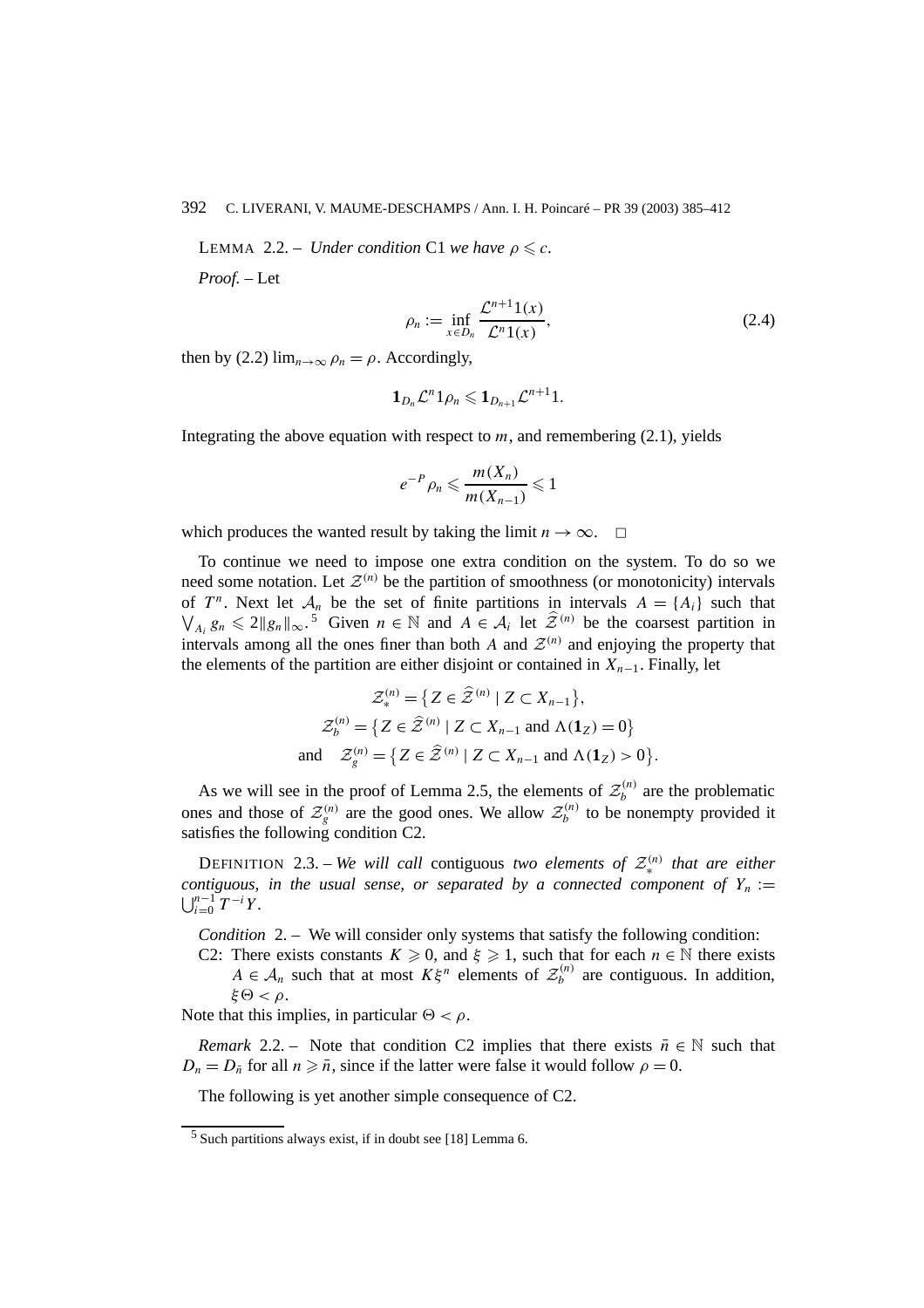LEMMA 2.2. – *Under condition* C1 *we have* $\rho \leqslant c$.

*Proof.* – Let

$$\rho_n := \inf_{x \in D_n} \frac{\mathcal{L}^{n+1}1(x)}{\mathcal{L}^n 1(x)}, \tag{2.4}$$

then by (2.2) $\lim_{n\to\infty} \rho_n = \rho$. Accordingly,

$$\mathbf{1}_{D_n} \mathcal{L}^n 1 \rho_n \leqslant \mathbf{1}_{D_{n+1}} \mathcal{L}^{n+1} 1.$$

Integrating the above equation with respect to $m$, and remembering (2.1), yields

$$e^{-P} \rho_n \leqslant \frac{m(X_n)}{m(X_{n-1})} \leqslant 1$$

which produces the wanted result by taking the limit $n \to \infty$. □

To continue we need to impose one extra condition on the system. To do so we need some notation. Let $\mathcal{Z}^{(n)}$ be the partition of smoothness (or monotonicity) intervals of $T^n$. Next let $\mathcal{A}_n$ be the set of finite partitions in intervals $A = \{A_i\}$ such that $\bigvee_{A_i} g_n \leqslant 2\|g_n\|_\infty$.[5] Given $n \in \mathbb{N}$ and $A \in \mathcal{A}_i$ let $\widehat{\mathcal{Z}}^{(n)}$ be the coarsest partition in intervals among all the ones finer than both $A$ and $\mathcal{Z}^{(n)}$ and enjoying the property that the elements of the partition are either disjoint or contained in $X_{n-1}$. Finally, let

$$\mathcal{Z}_*^{(n)} = \{ Z \in \widehat{\mathcal{Z}}^{(n)} \mid Z \subset X_{n-1} \},$$
$$\mathcal{Z}_b^{(n)} = \{ Z \in \widehat{\mathcal{Z}}^{(n)} \mid Z \subset X_{n-1} \text{ and } \Lambda(\mathbf{1}_Z) = 0 \}$$
$$\text{and} \quad \mathcal{Z}_g^{(n)} = \{ Z \in \widehat{\mathcal{Z}}^{(n)} \mid Z \subset X_{n-1} \text{ and } \Lambda(\mathbf{1}_Z) > 0 \}.$$

As we will see in the proof of Lemma 2.5, the elements of $\mathcal{Z}_b^{(n)}$ are the problematic ones and those of $\mathcal{Z}_g^{(n)}$ are the good ones. We allow $\mathcal{Z}_b^{(n)}$ to be nonempty provided it satisfies the following condition C2.

DEFINITION 2.3. – *We will call* contiguous *two elements of $\mathcal{Z}_*^{(n)}$ that are either contiguous, in the usual sense, or separated by a connected component of $Y_n := \bigcup_{i=0}^{n-1} T^{-i} Y$.*

*Condition* 2. – We will consider only systems that satisfy the following condition:

C2: There exists constants $K \geqslant 0$, and $\xi \geqslant 1$, such that for each $n \in \mathbb{N}$ there exists $A \in \mathcal{A}_n$ such that at most $K\xi^n$ elements of $\mathcal{Z}_b^{(n)}$ are contiguous. In addition, $\xi\Theta < \rho$.

Note that this implies, in particular $\Theta < \rho$.

*Remark* 2.2. – Note that condition C2 implies that there exists $\bar{n} \in \mathbb{N}$ such that $D_n = D_{\bar{n}}$ for all $n \geqslant \bar{n}$, since if the latter were false it would follow $\rho = 0$.

The following is yet another simple consequence of C2.

[5] Such partitions always exist, if in doubt see [18] Lemma 6.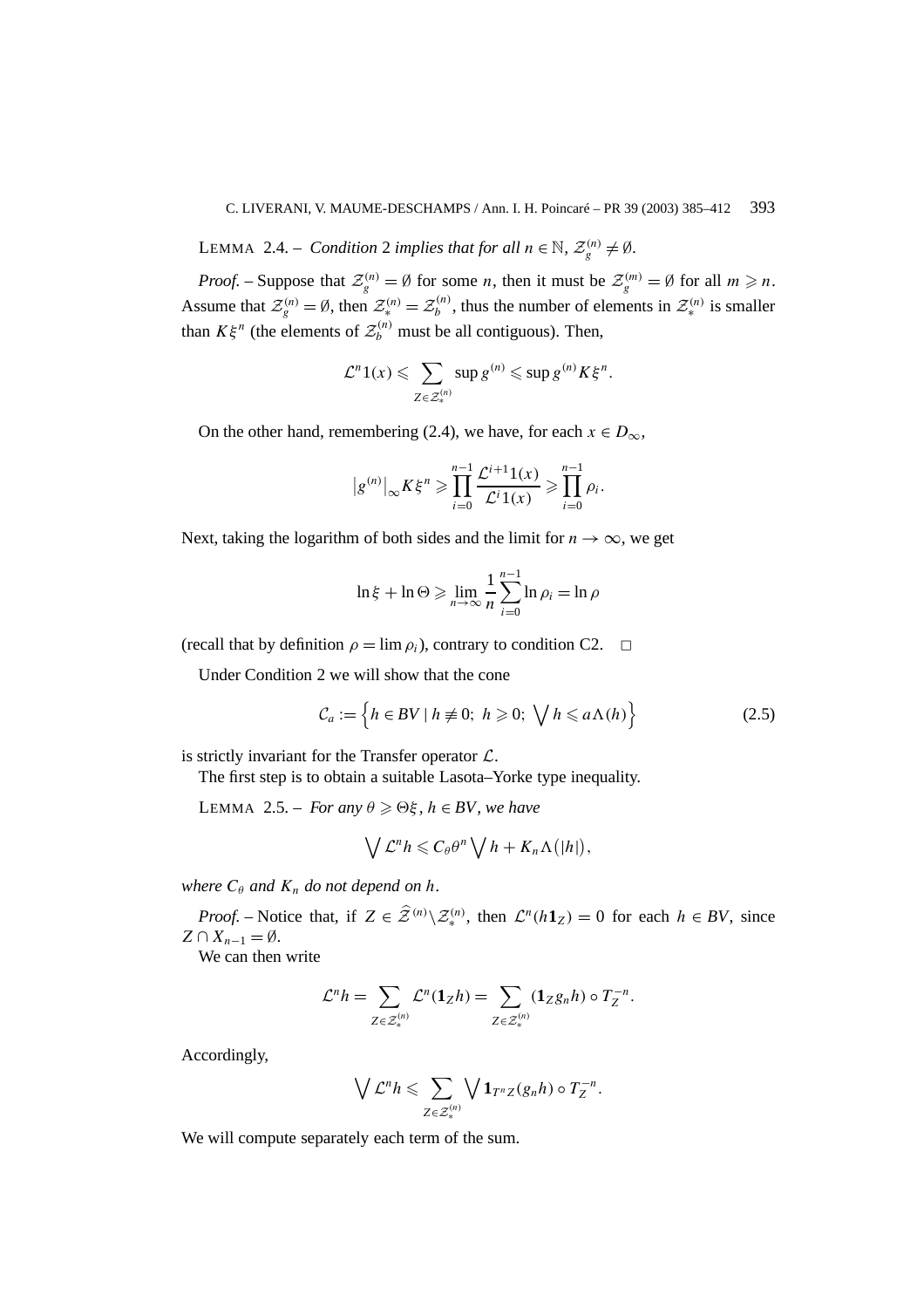LEMMA 2.4. – *Condition* 2 *implies that for all $n \in \mathbb{N}$, $\mathcal{Z}_g^{(n)} \neq \emptyset$.*

*Proof.* – Suppose that $\mathcal{Z}_g^{(n)} = \emptyset$ for some $n$, then it must be $\mathcal{Z}_g^{(m)} = \emptyset$ for all $m \geqslant n$. Assume that $\mathcal{Z}_g^{(n)} = \emptyset$, then $\mathcal{Z}_*^{(n)} = \mathcal{Z}_b^{(n)}$, thus the number of elements in $\mathcal{Z}_*^{(n)}$ is smaller than $K\xi^n$ (the elements of $\mathcal{Z}_b^{(n)}$ must be all contiguous). Then,

$$\mathcal{L}^n 1(x) \leqslant \sum_{Z \in \mathcal{Z}_*^{(n)}} \sup g^{(n)} \leqslant \sup g^{(n)} K\xi^n.$$

On the other hand, remembering (2.4), we have, for each $x \in D_\infty$,

$$\left|g^{(n)}\right|_\infty K\xi^n \geqslant \prod_{i=0}^{n-1} \frac{\mathcal{L}^{i+1}1(x)}{\mathcal{L}^i 1(x)} \geqslant \prod_{i=0}^{n-1} \rho_i.$$

Next, taking the logarithm of both sides and the limit for $n \to \infty$, we get

$$\ln \xi + \ln \Theta \geqslant \lim_{n\to\infty} \frac{1}{n} \sum_{i=0}^{n-1} \ln \rho_i = \ln \rho$$

(recall that by definition $\rho = \lim \rho_i$), contrary to condition C2. $\square$

Under Condition 2 we will show that the cone

$$\mathcal{C}_a := \left\{ h \in BV \mid h \not\equiv 0;\ h \geqslant 0;\ \bigvee h \leqslant a\Lambda(h) \right\} \tag{2.5}$$

is strictly invariant for the Transfer operator $\mathcal{L}$.

The first step is to obtain a suitable Lasota–Yorke type inequality.

LEMMA 2.5. – *For any $\theta \geqslant \Theta\xi$, $h \in BV$, we have*

$$\bigvee \mathcal{L}^n h \leqslant C_\theta \theta^n \bigvee h + K_n \Lambda\big(|h|\big),$$

*where $C_\theta$ and $K_n$ do not depend on $h$.*

*Proof.* – Notice that, if $Z \in \widehat{\mathcal{Z}}^{(n)} \setminus \mathcal{Z}_*^{(n)}$, then $\mathcal{L}^n(h\mathbf{1}_Z) = 0$ for each $h \in BV$, since $Z \cap X_{n-1} = \emptyset$.

We can then write

$$\mathcal{L}^n h = \sum_{Z \in \mathcal{Z}_*^{(n)}} \mathcal{L}^n(\mathbf{1}_Z h) = \sum_{Z \in \mathcal{Z}_*^{(n)}} (\mathbf{1}_Z g_n h) \circ T_Z^{-n}.$$

Accordingly,

$$\bigvee \mathcal{L}^n h \leqslant \sum_{Z \in \mathcal{Z}_*^{(n)}} \bigvee \mathbf{1}_{T^n Z}(g_n h) \circ T_Z^{-n}.$$

We will compute separately each term of the sum.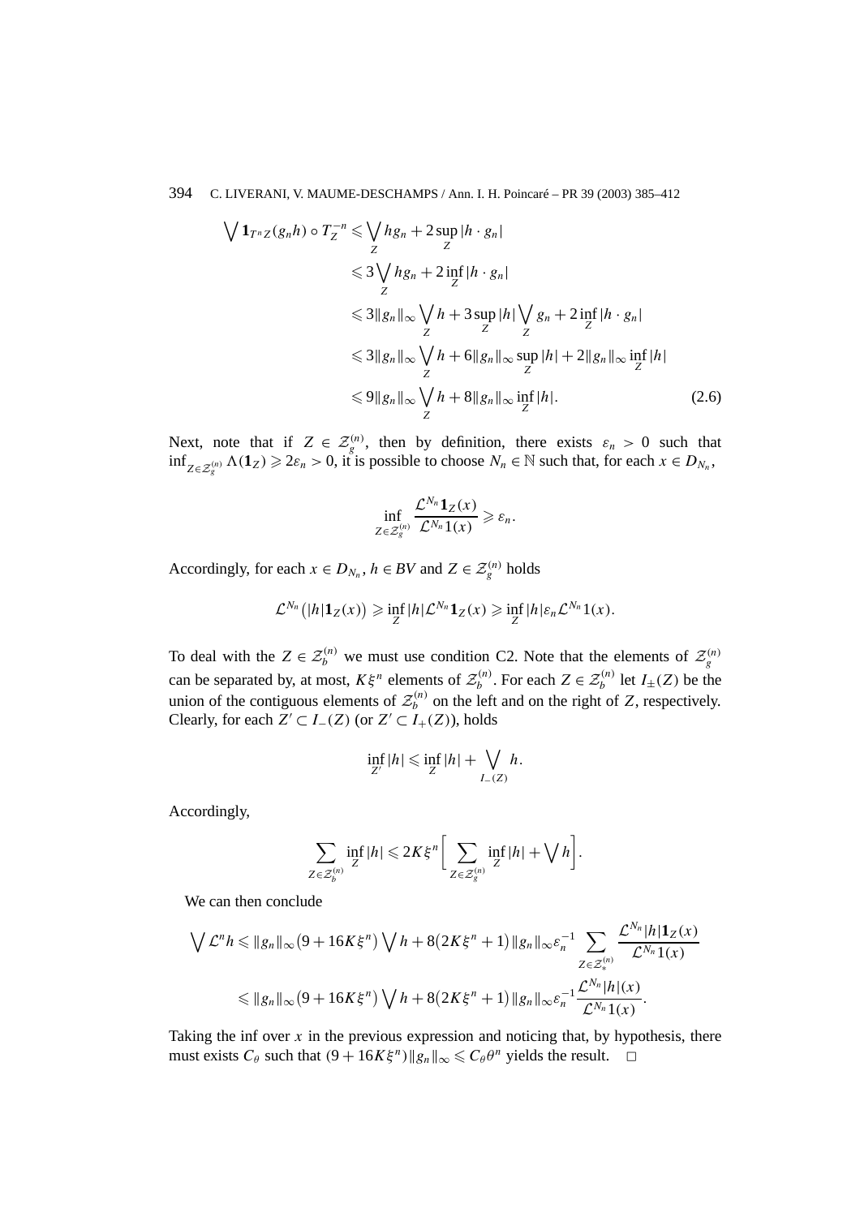$$
\begin{aligned}
\bigvee \mathbf{1}_{T^n Z}(g_n h) \circ T_Z^{-n} &\leqslant \bigvee_Z h g_n + 2 \sup_Z |h \cdot g_n| \\
&\leqslant 3 \bigvee_Z h g_n + 2 \inf_Z |h \cdot g_n| \\
&\leqslant 3 \|g_n\|_\infty \bigvee_Z h + 3 \sup_Z |h| \bigvee_Z g_n + 2 \inf_Z |h \cdot g_n| \\
&\leqslant 3 \|g_n\|_\infty \bigvee_Z h + 6 \|g_n\|_\infty \sup_Z |h| + 2 \|g_n\|_\infty \inf_Z |h| \\
&\leqslant 9 \|g_n\|_\infty \bigvee_Z h + 8 \|g_n\|_\infty \inf_Z |h|. \qquad (2.6)
\end{aligned}
$$

Next, note that if $Z \in \mathcal{Z}_g^{(n)}$, then by definition, there exists $\varepsilon_n > 0$ such that $\inf_{Z \in \mathcal{Z}_g^{(n)}} \Lambda(\mathbf{1}_Z) \geqslant 2\varepsilon_n > 0$, it is possible to choose $N_n \in \mathbb{N}$ such that, for each $x \in D_{N_n}$,

$$
\inf_{Z \in \mathcal{Z}_g^{(n)}} \frac{\mathcal{L}^{N_n} \mathbf{1}_Z(x)}{\mathcal{L}^{N_n} 1(x)} \geqslant \varepsilon_n.
$$

Accordingly, for each $x \in D_{N_n}$, $h \in BV$ and $Z \in \mathcal{Z}_g^{(n)}$ holds

$$
\mathcal{L}^{N_n}\big(|h| \mathbf{1}_Z(x)\big) \geqslant \inf_Z |h| \mathcal{L}^{N_n} \mathbf{1}_Z(x) \geqslant \inf_Z |h| \varepsilon_n \mathcal{L}^{N_n} 1(x).
$$

To deal with the $Z \in \mathcal{Z}_b^{(n)}$ we must use condition C2. Note that the elements of $\mathcal{Z}_g^{(n)}$ can be separated by, at most, $K\xi^n$ elements of $\mathcal{Z}_b^{(n)}$. For each $Z \in \mathcal{Z}_b^{(n)}$ let $I_\pm(Z)$ be the union of the contiguous elements of $\mathcal{Z}_b^{(n)}$ on the left and on the right of $Z$, respectively. Clearly, for each $Z' \subset I_-(Z)$ (or $Z' \subset I_+(Z)$), holds

$$
\inf_{Z'} |h| \leqslant \inf_Z |h| + \bigvee_{I_-(Z)} h.
$$

Accordingly,

$$
\sum_{Z \in \mathcal{Z}_b^{(n)}} \inf_Z |h| \leqslant 2K\xi^n \bigg[ \sum_{Z \in \mathcal{Z}_g^{(n)}} \inf_Z |h| + \bigvee h \bigg].
$$

We can then conclude

$$
\begin{aligned}
\bigvee \mathcal{L}^n h &\leqslant \|g_n\|_\infty \big(9 + 16K\xi^n\big) \bigvee h + 8\big(2K\xi^n + 1\big) \|g_n\|_\infty \varepsilon_n^{-1} \sum_{Z \in \mathcal{Z}_*^{(n)}} \frac{\mathcal{L}^{N_n} |h| \mathbf{1}_Z(x)}{\mathcal{L}^{N_n} 1(x)} \\
&\leqslant \|g_n\|_\infty \big(9 + 16K\xi^n\big) \bigvee h + 8\big(2K\xi^n + 1\big) \|g_n\|_\infty \varepsilon_n^{-1} \frac{\mathcal{L}^{N_n} |h|(x)}{\mathcal{L}^{N_n} 1(x)}.
\end{aligned}
$$

Taking the inf over $x$ in the previous expression and noticing that, by hypothesis, there must exists $C_\theta$ such that $(9 + 16K\xi^n)\|g_n\|_\infty \leqslant C_\theta \theta^n$ yields the result. $\square$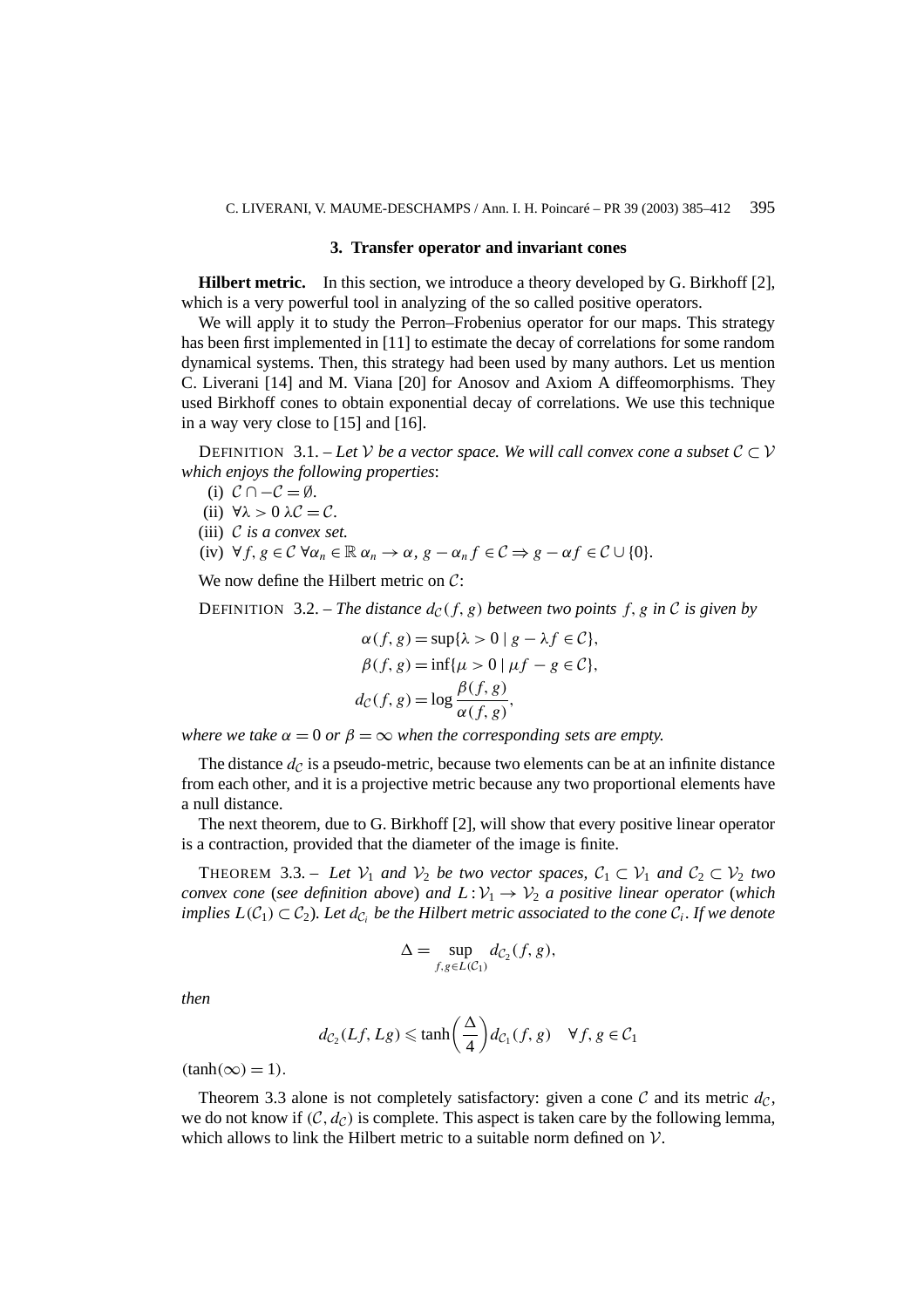## 3. Transfer operator and invariant cones

**Hilbert metric.** In this section, we introduce a theory developed by G. Birkhoff [2], which is a very powerful tool in analyzing of the so called positive operators.

We will apply it to study the Perron–Frobenius operator for our maps. This strategy has been first implemented in [11] to estimate the decay of correlations for some random dynamical systems. Then, this strategy had been used by many authors. Let us mention C. Liverani [14] and M. Viana [20] for Anosov and Axiom A diffeomorphisms. They used Birkhoff cones to obtain exponential decay of correlations. We use this technique in a way very close to [15] and [16].

DEFINITION 3.1. – *Let $\mathcal{V}$ be a vector space. We will call convex cone a subset $\mathcal{C} \subset \mathcal{V}$ which enjoys the following properties*:

(i) $\mathcal{C} \cap -\mathcal{C} = \emptyset$.

(ii) $\forall \lambda > 0\ \lambda\mathcal{C} = \mathcal{C}$.

(iii) $\mathcal{C}$ *is a convex set.*

(iv) $\forall f, g \in \mathcal{C}\ \forall \alpha_n \in \mathbb{R}\ \alpha_n \to \alpha,\ g - \alpha_n f \in \mathcal{C} \Rightarrow g - \alpha f \in \mathcal{C} \cup \{0\}$.

We now define the Hilbert metric on $\mathcal{C}$:

DEFINITION 3.2. – *The distance $d_{\mathcal{C}}(f, g)$ between two points $f, g$ in $\mathcal{C}$ is given by*

$$
\begin{aligned}
\alpha(f, g) &= \sup\{\lambda > 0 \mid g - \lambda f \in \mathcal{C}\},\\
\beta(f, g) &= \inf\{\mu > 0 \mid \mu f - g \in \mathcal{C}\},\\
d_{\mathcal{C}}(f, g) &= \log \frac{\beta(f, g)}{\alpha(f, g)},
\end{aligned}
$$

*where we take $\alpha = 0$ or $\beta = \infty$ when the corresponding sets are empty.*

The distance $d_{\mathcal{C}}$ is a pseudo-metric, because two elements can be at an infinite distance from each other, and it is a projective metric because any two proportional elements have a null distance.

The next theorem, due to G. Birkhoff [2], will show that every positive linear operator is a contraction, provided that the diameter of the image is finite.

THEOREM 3.3. – *Let $\mathcal{V}_1$ and $\mathcal{V}_2$ be two vector spaces, $\mathcal{C}_1 \subset \mathcal{V}_1$ and $\mathcal{C}_2 \subset \mathcal{V}_2$ two convex cone* (*see definition above*) *and $L : \mathcal{V}_1 \to \mathcal{V}_2$ a positive linear operator* (*which implies $L(\mathcal{C}_1) \subset \mathcal{C}_2$*). *Let $d_{\mathcal{C}_i}$ be the Hilbert metric associated to the cone $\mathcal{C}_i$. If we denote*

$$
\Delta = \sup_{f, g \in L(\mathcal{C}_1)} d_{\mathcal{C}_2}(f, g),
$$

*then*

$$
d_{\mathcal{C}_2}(Lf, Lg) \leqslant \tanh\left(\frac{\Delta}{4}\right) d_{\mathcal{C}_1}(f, g) \quad \forall f, g \in \mathcal{C}_1
$$

$(\tanh(\infty) = 1)$.

Theorem 3.3 alone is not completely satisfactory: given a cone $\mathcal{C}$ and its metric $d_{\mathcal{C}}$, we do not know if $(\mathcal{C}, d_{\mathcal{C}})$ is complete. This aspect is taken care by the following lemma, which allows to link the Hilbert metric to a suitable norm defined on $\mathcal{V}$.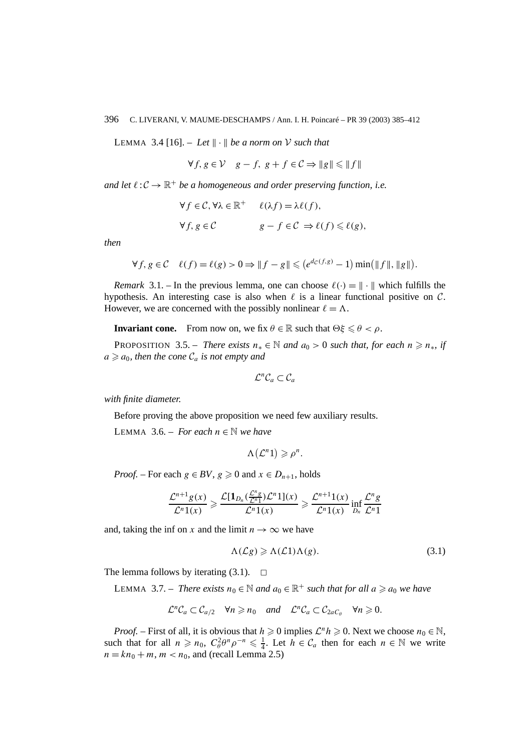LEMMA 3.4 [16]. – *Let* $\|\cdot\|$ *be a norm on* $\mathcal{V}$ *such that*

$$\forall f, g \in \mathcal{V} \quad g - f,\ g + f \in \mathcal{C} \Rightarrow \|g\| \leqslant \|f\|$$

*and let* $\ell : \mathcal{C} \to \mathbb{R}^+$ *be a homogeneous and order preserving function, i.e.*

$$\forall f \in \mathcal{C}, \forall \lambda \in \mathbb{R}^+ \quad \ell(\lambda f) = \lambda \ell(f),$$

$$\forall f, g \in \mathcal{C} \qquad g - f \in \mathcal{C} \Rightarrow \ell(f) \leqslant \ell(g),$$

*then*

$$\forall f, g \in \mathcal{C} \quad \ell(f) = \ell(g) > 0 \Rightarrow \|f - g\| \leqslant \left(e^{d_{\mathcal{C}}(f,g)} - 1\right) \min\left(\|f\|, \|g\|\right).$$

*Remark* 3.1. – In the previous lemma, one can choose $\ell(\cdot) = \|\cdot\|$ which fulfills the hypothesis. An interesting case is also when $\ell$ is a linear functional positive on $\mathcal{C}$. However, we are concerned with the possibly nonlinear $\ell = \Lambda$.

**Invariant cone.** From now on, we fix $\theta \in \mathbb{R}$ such that $\Theta\xi \leqslant \theta < \rho$.

PROPOSITION 3.5. – *There exists* $n_* \in \mathbb{N}$ *and* $a_0 > 0$ *such that, for each* $n \geqslant n_*$, *if* $a \geqslant a_0$, *then the cone* $\mathcal{C}_a$ *is not empty and*

$$\mathcal{L}^n \mathcal{C}_a \subset \mathcal{C}_a$$

*with finite diameter.*

Before proving the above proposition we need few auxiliary results.

LEMMA 3.6. – *For each* $n \in \mathbb{N}$ *we have*

$$\Lambda\left(\mathcal{L}^n 1\right) \geqslant \rho^n.$$

*Proof.* – For each $g \in BV$, $g \geqslant 0$ and $x \in D_{n+1}$, holds

$$\frac{\mathcal{L}^{n+1} g(x)}{\mathcal{L}^n 1(x)} \geqslant \frac{\mathcal{L}[\mathbf{1}_{D_n}(\frac{\mathcal{L}^n g}{\mathcal{L}^n 1})\mathcal{L}^n 1](x)}{\mathcal{L}^n 1(x)} \geqslant \frac{\mathcal{L}^{n+1} 1(x)}{\mathcal{L}^n 1(x)} \inf_{D_n} \frac{\mathcal{L}^n g}{\mathcal{L}^n 1}$$

and, taking the inf on $x$ and the limit $n \to \infty$ we have

$$\Lambda(\mathcal{L} g) \geqslant \Lambda(\mathcal{L} 1) \Lambda(g). \tag{3.1}$$

The lemma follows by iterating (3.1). $\square$

LEMMA 3.7. – *There exists* $n_0 \in \mathbb{N}$ *and* $a_0 \in \mathbb{R}^+$ *such that for all* $a \geqslant a_0$ *we have*

$$\mathcal{L}^n \mathcal{C}_a \subset \mathcal{C}_{a/2} \quad \forall n \geqslant n_0 \quad \textit{and} \quad \mathcal{L}^n \mathcal{C}_a \subset \mathcal{C}_{2aC_\theta} \quad \forall n \geqslant 0.$$

*Proof.* – First of all, it is obvious that $h \geqslant 0$ implies $\mathcal{L}^n h \geqslant 0$. Next we choose $n_0 \in \mathbb{N}$, such that for all $n \geqslant n_0$, $C_\theta^2 \theta^n \rho^{-n} \leqslant \frac{1}{4}$. Let $h \in \mathcal{C}_a$ then for each $n \in \mathbb{N}$ we write $n = kn_0 + m$, $m < n_0$, and (recall Lemma 2.5)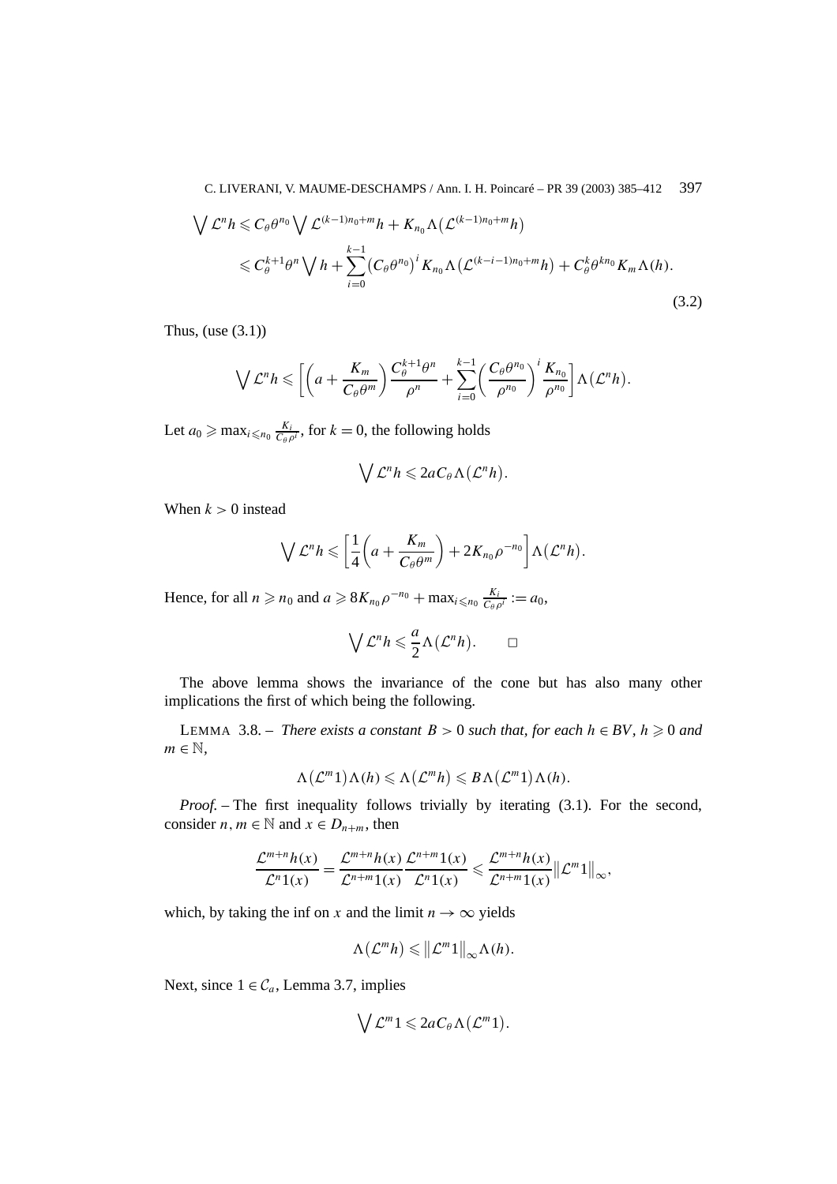$$
\begin{aligned}
\bigvee \mathcal{L}^n h &\leqslant C_\theta \theta^{n_0} \bigvee \mathcal{L}^{(k-1)n_0+m} h + K_{n_0} \Lambda\big(\mathcal{L}^{(k-1)n_0+m} h\big) \\
&\leqslant C_\theta^{k+1} \theta^n \bigvee h + \sum_{i=0}^{k-1} \big(C_\theta \theta^{n_0}\big)^i K_{n_0} \Lambda\big(\mathcal{L}^{(k-i-1)n_0+m} h\big) + C_\theta^k \theta^{k n_0} K_m \Lambda(h).
\end{aligned}
\tag{3.2}
$$

Thus, (use (3.1))

$$
\bigvee \mathcal{L}^n h \leqslant \left[\left(a + \frac{K_m}{C_\theta \theta^m}\right) \frac{C_\theta^{k+1} \theta^n}{\rho^n} + \sum_{i=0}^{k-1} \left(\frac{C_\theta \theta^{n_0}}{\rho^{n_0}}\right)^i \frac{K_{n_0}}{\rho^{n_0}}\right] \Lambda\big(\mathcal{L}^n h\big).
$$

Let $a_0 \geqslant \max_{i \leqslant n_0} \frac{K_i}{C_\theta \rho^i}$, for $k = 0$, the following holds

$$
\bigvee \mathcal{L}^n h \leqslant 2 a C_\theta \Lambda\big(\mathcal{L}^n h\big).
$$

When $k > 0$ instead

$$
\bigvee \mathcal{L}^n h \leqslant \left[\frac{1}{4}\left(a + \frac{K_m}{C_\theta \theta^m}\right) + 2 K_{n_0} \rho^{-n_0}\right] \Lambda\big(\mathcal{L}^n h\big).
$$

Hence, for all $n \geqslant n_0$ and $a \geqslant 8 K_{n_0} \rho^{-n_0} + \max_{i \leqslant n_0} \frac{K_i}{C_\theta \rho^i} := a_0$,

$$
\bigvee \mathcal{L}^n h \leqslant \frac{a}{2} \Lambda\big(\mathcal{L}^n h\big). \qquad \square
$$

The above lemma shows the invariance of the cone but has also many other implications the first of which being the following.

LEMMA 3.8. – *There exists a constant $B > 0$ such that, for each $h \in BV$, $h \geqslant 0$ and $m \in \mathbb{N}$,*

$$
\Lambda\big(\mathcal{L}^m 1\big) \Lambda(h) \leqslant \Lambda\big(\mathcal{L}^m h\big) \leqslant B \Lambda\big(\mathcal{L}^m 1\big) \Lambda(h).
$$

*Proof.* – The first inequality follows trivially by iterating (3.1). For the second, consider $n, m \in \mathbb{N}$ and $x \in D_{n+m}$, then

$$
\frac{\mathcal{L}^{m+n} h(x)}{\mathcal{L}^n 1(x)} = \frac{\mathcal{L}^{m+n} h(x)}{\mathcal{L}^{n+m} 1(x)} \frac{\mathcal{L}^{n+m} 1(x)}{\mathcal{L}^n 1(x)} \leqslant \frac{\mathcal{L}^{m+n} h(x)}{\mathcal{L}^{n+m} 1(x)} \big\|\mathcal{L}^m 1\big\|_\infty,
$$

which, by taking the inf on $x$ and the limit $n \to \infty$ yields

$$
\Lambda\big(\mathcal{L}^m h\big) \leqslant \big\|\mathcal{L}^m 1\big\|_\infty \Lambda(h).
$$

Next, since $1 \in \mathcal{C}_a$, Lemma 3.7, implies

$$
\bigvee \mathcal{L}^m 1 \leqslant 2 a C_\theta \Lambda\big(\mathcal{L}^m 1\big).
$$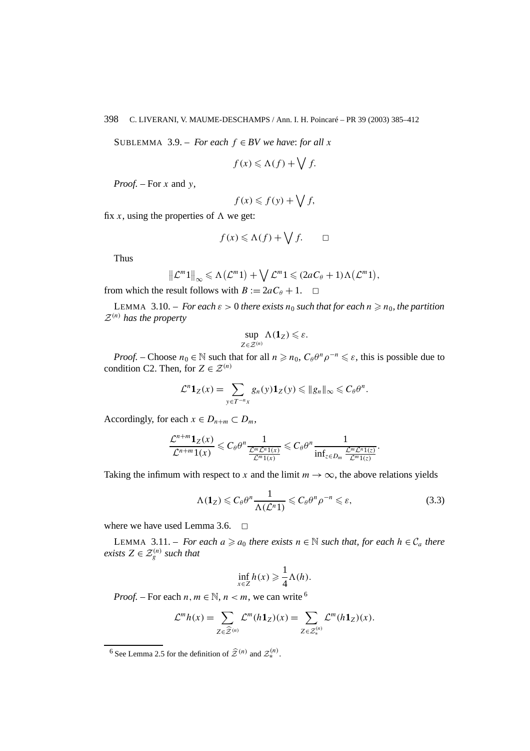SUBLEMMA 3.9. – *For each $f \in BV$ we have*: *for all $x$*

$$f(x) \leqslant \Lambda(f) + \bigvee f.$$

*Proof.* – For $x$ and $y$,

$$f(x) \leqslant f(y) + \bigvee f,$$

fix $x$, using the properties of $\Lambda$ we get:

$$f(x) \leqslant \Lambda(f) + \bigvee f. \qquad \square$$

Thus

$$\left\|\mathcal{L}^m 1\right\|_\infty \leqslant \Lambda\left(\mathcal{L}^m 1\right) + \bigvee \mathcal{L}^m 1 \leqslant (2aC_\theta + 1)\Lambda\left(\mathcal{L}^m 1\right),$$

from which the result follows with $B := 2aC_\theta + 1$. $\square$

LEMMA 3.10. – *For each $\varepsilon > 0$ there exists $n_0$ such that for each $n \geqslant n_0$, the partition $\mathcal{Z}^{(n)}$ has the property*

$$\sup_{Z \in \mathcal{Z}^{(n)}} \Lambda(\mathbf{1}_Z) \leqslant \varepsilon.$$

*Proof.* – Choose $n_0 \in \mathbb{N}$ such that for all $n \geqslant n_0$, $C_\theta \theta^n \rho^{-n} \leqslant \varepsilon$, this is possible due to condition C2. Then, for $Z \in \mathcal{Z}^{(n)}$

$$\mathcal{L}^n \mathbf{1}_Z(x) = \sum_{y \in T^{-n}x} g_n(y)\mathbf{1}_Z(y) \leqslant \|g_n\|_\infty \leqslant C_\theta \theta^n.$$

Accordingly, for each $x \in D_{n+m} \subset D_m$,

$$\frac{\mathcal{L}^{n+m}\mathbf{1}_Z(x)}{\mathcal{L}^{n+m}1(x)} \leqslant C_\theta \theta^n \frac{1}{\frac{\mathcal{L}^m \mathcal{L}^n 1(x)}{\mathcal{L}^m 1(x)}} \leqslant C_\theta \theta^n \frac{1}{\inf_{z \in D_m} \frac{\mathcal{L}^m \mathcal{L}^n 1(z)}{\mathcal{L}^m 1(z)}}.$$

Taking the infimum with respect to $x$ and the limit $m \to \infty$, the above relations yields

$$\Lambda(\mathbf{1}_Z) \leqslant C_\theta \theta^n \frac{1}{\Lambda(\mathcal{L}^n 1)} \leqslant C_\theta \theta^n \rho^{-n} \leqslant \varepsilon, \tag{3.3}$$

where we have used Lemma 3.6. $\square$

LEMMA 3.11. – *For each $a \geqslant a_0$ there exists $n \in \mathbb{N}$ such that, for each $h \in \mathcal{C}_a$ there exists $Z \in \mathcal{Z}_g^{(n)}$ such that*

$$\inf_{x \in Z} h(x) \geqslant \frac{1}{4}\Lambda(h).$$

*Proof.* – For each $n, m \in \mathbb{N}$, $n < m$, we can write [6]

$$\mathcal{L}^m h(x) = \sum_{Z \in \widehat{\mathcal{Z}}^{(n)}} \mathcal{L}^m(h\mathbf{1}_Z)(x) = \sum_{Z \in \mathcal{Z}_*^{(n)}} \mathcal{L}^m(h\mathbf{1}_Z)(x).$$

---

[6] See Lemma 2.5 for the definition of $\widehat{\mathcal{Z}}^{(n)}$ and $\mathcal{Z}_*^{(n)}$.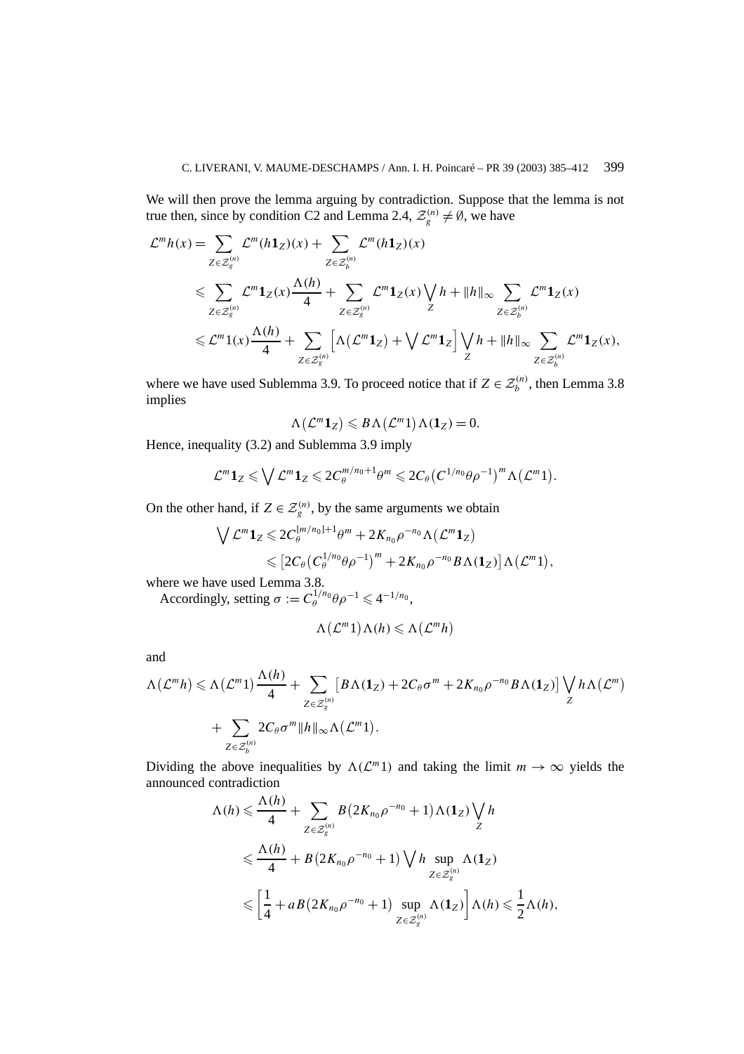We will then prove the lemma arguing by contradiction. Suppose that the lemma is not true then, since by condition C2 and Lemma 2.4, $\mathcal{Z}_g^{(n)} \neq \emptyset$, we have

$$
\begin{aligned}
\mathcal{L}^m h(x) &= \sum_{Z \in \mathcal{Z}_g^{(n)}} \mathcal{L}^m(h\mathbf{1}_Z)(x) + \sum_{Z \in \mathcal{Z}_b^{(n)}} \mathcal{L}^m(h\mathbf{1}_Z)(x) \\
&\leqslant \sum_{Z \in \mathcal{Z}_g^{(n)}} \mathcal{L}^m \mathbf{1}_Z(x) \frac{\Lambda(h)}{4} + \sum_{Z \in \mathcal{Z}_g^{(n)}} \mathcal{L}^m \mathbf{1}_Z(x) \bigvee_Z h + \|h\|_\infty \sum_{Z \in \mathcal{Z}_b^{(n)}} \mathcal{L}^m \mathbf{1}_Z(x) \\
&\leqslant \mathcal{L}^m 1(x) \frac{\Lambda(h)}{4} + \sum_{Z \in \mathcal{Z}_g^{(n)}} \Big[\Lambda\big(\mathcal{L}^m \mathbf{1}_Z\big) + \bigvee \mathcal{L}^m \mathbf{1}_Z\Big] \bigvee_Z h + \|h\|_\infty \sum_{Z \in \mathcal{Z}_b^{(n)}} \mathcal{L}^m \mathbf{1}_Z(x),
\end{aligned}
$$

where we have used Sublemma 3.9. To proceed notice that if $Z \in \mathcal{Z}_b^{(n)}$, then Lemma 3.8 implies

$$
\Lambda\big(\mathcal{L}^m \mathbf{1}_Z\big) \leqslant B\Lambda\big(\mathcal{L}^m 1\big)\Lambda(\mathbf{1}_Z) = 0.
$$

Hence, inequality (3.2) and Sublemma 3.9 imply

$$
\mathcal{L}^m \mathbf{1}_Z \leqslant \bigvee \mathcal{L}^m \mathbf{1}_Z \leqslant 2C_\theta^{m/n_0+1}\theta^m \leqslant 2C_\theta\big(C^{1/n_0}\theta\rho^{-1}\big)^m \Lambda\big(\mathcal{L}^m 1\big).
$$

On the other hand, if $Z \in \mathcal{Z}_g^{(n)}$, by the same arguments we obtain

$$
\begin{aligned}
\bigvee \mathcal{L}^m \mathbf{1}_Z &\leqslant 2C_\theta^{[m/n_0]+1}\theta^m + 2K_{n_0}\rho^{-n_0}\Lambda\big(\mathcal{L}^m \mathbf{1}_Z\big) \\
&\leqslant \big[2C_\theta\big(C_\theta^{1/n_0}\theta\rho^{-1}\big)^m + 2K_{n_0}\rho^{-n_0}B\Lambda(\mathbf{1}_Z)\big]\Lambda\big(\mathcal{L}^m 1\big),
\end{aligned}
$$

where we have used Lemma 3.8.

Accordingly, setting $\sigma := C_\theta^{1/n_0}\theta\rho^{-1} \leqslant 4^{-1/n_0}$,

$$
\Lambda\big(\mathcal{L}^m 1\big)\Lambda(h) \leqslant \Lambda\big(\mathcal{L}^m h\big)
$$

and

$$
\begin{aligned}
\Lambda\big(\mathcal{L}^m h\big) &\leqslant \Lambda\big(\mathcal{L}^m 1\big)\frac{\Lambda(h)}{4} + \sum_{Z \in \mathcal{Z}_g^{(n)}} \big[B\Lambda(\mathbf{1}_Z) + 2C_\theta\sigma^m + 2K_{n_0}\rho^{-n_0}B\Lambda(\mathbf{1}_Z)\big] \bigvee_Z h \Lambda\big(\mathcal{L}^m\big) \\
&\quad + \sum_{Z \in \mathcal{Z}_b^{(n)}} 2C_\theta\sigma^m \|h\|_\infty \Lambda\big(\mathcal{L}^m 1\big).
\end{aligned}
$$

Dividing the above inequalities by $\Lambda(\mathcal{L}^m 1)$ and taking the limit $m \to \infty$ yields the announced contradiction

$$
\begin{aligned}
\Lambda(h) &\leqslant \frac{\Lambda(h)}{4} + \sum_{Z \in \mathcal{Z}_g^{(n)}} B\big(2K_{n_0}\rho^{-n_0} + 1\big)\Lambda(\mathbf{1}_Z) \bigvee_Z h \\
&\leqslant \frac{\Lambda(h)}{4} + B\big(2K_{n_0}\rho^{-n_0} + 1\big) \bigvee h \sup_{Z \in \mathcal{Z}_g^{(n)}} \Lambda(\mathbf{1}_Z) \\
&\leqslant \left[\frac{1}{4} + aB\big(2K_{n_0}\rho^{-n_0} + 1\big) \sup_{Z \in \mathcal{Z}_g^{(n)}} \Lambda(\mathbf{1}_Z)\right]\Lambda(h) \leqslant \frac{1}{2}\Lambda(h),
\end{aligned}
$$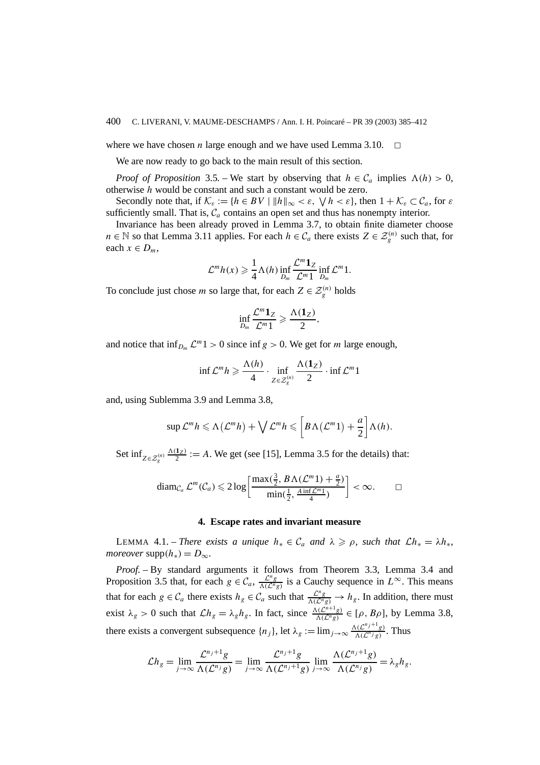where we have chosen $n$ large enough and we have used Lemma 3.10. □

We are now ready to go back to the main result of this section.

*Proof of Proposition* 3.5. – We start by observing that $h \in \mathcal{C}_a$ implies $\Lambda(h) > 0$, otherwise $h$ would be constant and such a constant would be zero.

Secondly note that, if $\mathcal{K}_\varepsilon := \{h \in BV \mid \|h\|_\infty < \varepsilon, \bigvee h < \varepsilon\}$, then $1 + \mathcal{K}_\varepsilon \subset \mathcal{C}_a$, for $\varepsilon$ sufficiently small. That is, $\mathcal{C}_a$ contains an open set and thus has nonempty interior.

Invariance has been already proved in Lemma 3.7, to obtain finite diameter choose $n \in \mathbb{N}$ so that Lemma 3.11 applies. For each $h \in \mathcal{C}_a$ there exists $Z \in \mathcal{Z}_g^{(n)}$ such that, for each $x \in D_m$,

$$\mathcal{L}^m h(x) \geqslant \frac{1}{4}\Lambda(h) \inf_{D_m} \frac{\mathcal{L}^m \mathbf{1}_Z}{\mathcal{L}^m 1} \inf_{D_m} \mathcal{L}^m 1.$$

To conclude just chose $m$ so large that, for each $Z \in \mathcal{Z}_g^{(n)}$ holds

$$\inf_{D_m} \frac{\mathcal{L}^m \mathbf{1}_Z}{\mathcal{L}^m 1} \geqslant \frac{\Lambda(\mathbf{1}_Z)}{2},$$

and notice that $\inf_{D_m} \mathcal{L}^m 1 > 0$ since $\inf g > 0$. We get for $m$ large enough,

$$\inf \mathcal{L}^m h \geqslant \frac{\Lambda(h)}{4} \cdot \inf_{Z \in \mathcal{Z}_g^{(n)}} \frac{\Lambda(\mathbf{1}_Z)}{2} \cdot \inf \mathcal{L}^m 1$$

and, using Sublemma 3.9 and Lemma 3.8,

$$\sup \mathcal{L}^m h \leqslant \Lambda(\mathcal{L}^m h) + \bigvee \mathcal{L}^m h \leqslant \left[B\Lambda(\mathcal{L}^m 1) + \frac{a}{2}\right]\Lambda(h).$$

Set $\inf_{Z \in \mathcal{Z}_g^{(n)}} \frac{\Lambda(\mathbf{1}_Z)}{2} := A$. We get (see [15], Lemma 3.5 for the details) that:

$$\operatorname{diam}_{\mathcal{C}_a} \mathcal{L}^m(\mathcal{C}_a) \leqslant 2 \log\left[\frac{\max(\frac{3}{2}, B\Lambda(\mathcal{L}^m 1) + \frac{a}{2})}{\min(\frac{1}{2}, \frac{A \inf \mathcal{L}^m 1}{4})}\right] < \infty. \qquad \square$$

## 4. Escape rates and invariant measure

LEMMA 4.1. – *There exists a unique $h_* \in \mathcal{C}_a$ and $\lambda \geqslant \rho$, such that $\mathcal{L}h_* = \lambda h_*$, moreover $\operatorname{supp}(h_*) = D_\infty$.*

*Proof.* – By standard arguments it follows from Theorem 3.3, Lemma 3.4 and Proposition 3.5 that, for each $g \in \mathcal{C}_a$, $\frac{\mathcal{L}^n g}{\Lambda(\mathcal{L}^n g)}$ is a Cauchy sequence in $L^\infty$. This means that for each $g \in \mathcal{C}_a$ there exists $h_g \in \mathcal{C}_a$ such that $\frac{\mathcal{L}^n g}{\Lambda(\mathcal{L}^n g)} \to h_g$. In addition, there must exist $\lambda_g > 0$ such that $\mathcal{L}h_g = \lambda_g h_g$. In fact, since $\frac{\Lambda(\mathcal{L}^{n+1} g)}{\Lambda(\mathcal{L}^n g)} \in [\rho, B\rho]$, by Lemma 3.8, there exists a convergent subsequence $\{n_j\}$, let $\lambda_g := \lim_{j\to\infty} \frac{\Lambda(\mathcal{L}^{n_j+1} g)}{\Lambda(\mathcal{L}^{n_j} g)}$. Thus

$$\mathcal{L}h_g = \lim_{j\to\infty} \frac{\mathcal{L}^{n_j+1} g}{\Lambda(\mathcal{L}^{n_j} g)} = \lim_{j\to\infty} \frac{\mathcal{L}^{n_j+1} g}{\Lambda(\mathcal{L}^{n_j+1} g)} \lim_{j\to\infty} \frac{\Lambda(\mathcal{L}^{n_j+1} g)}{\Lambda(\mathcal{L}^{n_j} g)} = \lambda_g h_g.$$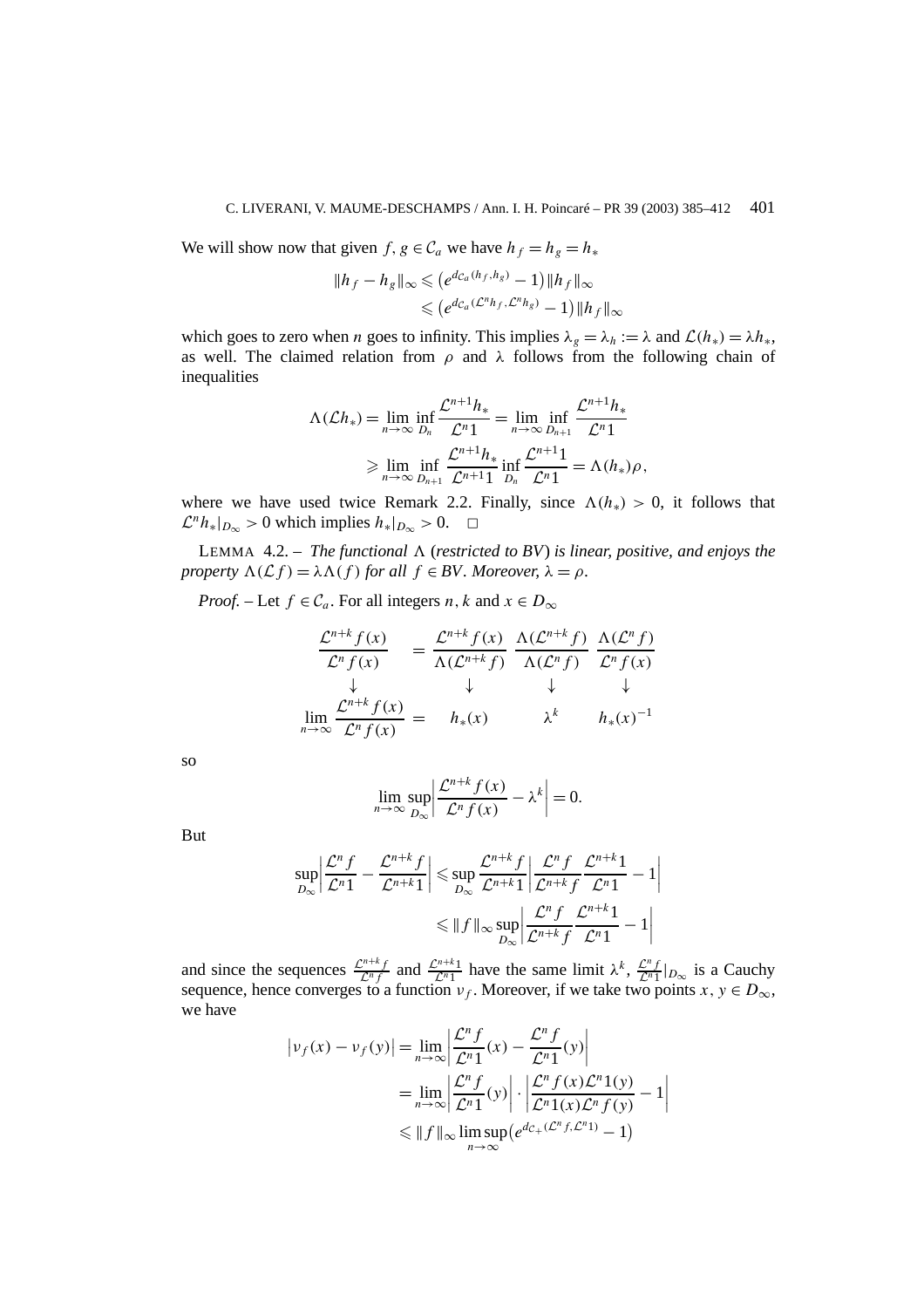We will show now that given $f, g \in \mathcal{C}_a$ we have $h_f = h_g = h_*$

$$
\begin{aligned}
\|h_f - h_g\|_\infty &\leqslant \left(e^{d_{\mathcal{C}_a}(h_f, h_g)} - 1\right)\|h_f\|_\infty \\
&\leqslant \left(e^{d_{\mathcal{C}_a}(\mathcal{L}^n h_f, \mathcal{L}^n h_g)} - 1\right)\|h_f\|_\infty
\end{aligned}
$$

which goes to zero when $n$ goes to infinity. This implies $\lambda_g = \lambda_h := \lambda$ and $\mathcal{L}(h_*) = \lambda h_*$, as well. The claimed relation from $\rho$ and $\lambda$ follows from the following chain of inequalities

$$
\begin{aligned}
\Lambda(\mathcal{L}h_*) &= \lim_{n\to\infty} \inf_{D_n} \frac{\mathcal{L}^{n+1}h_*}{\mathcal{L}^n 1} = \lim_{n\to\infty} \inf_{D_{n+1}} \frac{\mathcal{L}^{n+1}h_*}{\mathcal{L}^n 1} \\
&\geqslant \lim_{n\to\infty} \inf_{D_{n+1}} \frac{\mathcal{L}^{n+1}h_*}{\mathcal{L}^{n+1} 1} \inf_{D_n} \frac{\mathcal{L}^{n+1} 1}{\mathcal{L}^n 1} = \Lambda(h_*)\rho,
\end{aligned}
$$

where we have used twice Remark 2.2. Finally, since $\Lambda(h_*) > 0$, it follows that $\mathcal{L}^n h_*|_{D_\infty} > 0$ which implies $h_*|_{D_\infty} > 0$. $\square$

LEMMA 4.2. – *The functional $\Lambda$ (restricted to BV) is linear, positive, and enjoys the property $\Lambda(\mathcal{L}f) = \lambda\Lambda(f)$ for all $f \in BV$. Moreover, $\lambda = \rho$.*

*Proof.* – Let $f \in \mathcal{C}_a$. For all integers $n, k$ and $x \in D_\infty$

$$
\begin{array}{ccccc}
\dfrac{\mathcal{L}^{n+k} f(x)}{\mathcal{L}^n f(x)} & = \dfrac{\mathcal{L}^{n+k} f(x)}{\Lambda(\mathcal{L}^{n+k} f)} & \dfrac{\Lambda(\mathcal{L}^{n+k} f)}{\Lambda(\mathcal{L}^n f)} & \dfrac{\Lambda(\mathcal{L}^n f)}{\mathcal{L}^n f(x)} \\
\downarrow & \downarrow & \downarrow & \downarrow \\
\lim\limits_{n\to\infty} \dfrac{\mathcal{L}^{n+k} f(x)}{\mathcal{L}^n f(x)} & = \quad h_*(x) & \lambda^k & h_*(x)^{-1}
\end{array}
$$

so

$$
\lim_{n\to\infty} \sup_{D_\infty} \left| \frac{\mathcal{L}^{n+k} f(x)}{\mathcal{L}^n f(x)} - \lambda^k \right| = 0.
$$

But

$$
\begin{aligned}
\sup_{D_\infty} \left| \frac{\mathcal{L}^n f}{\mathcal{L}^n 1} - \frac{\mathcal{L}^{n+k} f}{\mathcal{L}^{n+k} 1} \right| &\leqslant \sup_{D_\infty} \frac{\mathcal{L}^{n+k} f}{\mathcal{L}^{n+k} 1} \left| \frac{\mathcal{L}^n f}{\mathcal{L}^{n+k} f} \frac{\mathcal{L}^{n+k} 1}{\mathcal{L}^n 1} - 1 \right| \\
&\leqslant \|f\|_\infty \sup_{D_\infty} \left| \frac{\mathcal{L}^n f}{\mathcal{L}^{n+k} f} \frac{\mathcal{L}^{n+k} 1}{\mathcal{L}^n 1} - 1 \right|
\end{aligned}
$$

and since the sequences $\frac{\mathcal{L}^{n+k} f}{\mathcal{L}^n f}$ and $\frac{\mathcal{L}^{n+k} 1}{\mathcal{L}^n 1}$ have the same limit $\lambda^k$, $\frac{\mathcal{L}^n f}{\mathcal{L}^n 1}|_{D_\infty}$ is a Cauchy sequence, hence converges to a function $\nu_f$. Moreover, if we take two points $x, y \in D_\infty$, we have

$$
\begin{aligned}
\left|\nu_f(x) - \nu_f(y)\right| &= \lim_{n\to\infty} \left| \frac{\mathcal{L}^n f}{\mathcal{L}^n 1}(x) - \frac{\mathcal{L}^n f}{\mathcal{L}^n 1}(y) \right| \\
&= \lim_{n\to\infty} \left| \frac{\mathcal{L}^n f}{\mathcal{L}^n 1}(y) \right| \cdot \left| \frac{\mathcal{L}^n f(x) \mathcal{L}^n 1(y)}{\mathcal{L}^n 1(x) \mathcal{L}^n f(y)} - 1 \right| \\
&\leqslant \|f\|_\infty \limsup_{n\to\infty} \left(e^{d_{\mathcal{C}_+}(\mathcal{L}^n f, \mathcal{L}^n 1)} - 1\right)
\end{aligned}
$$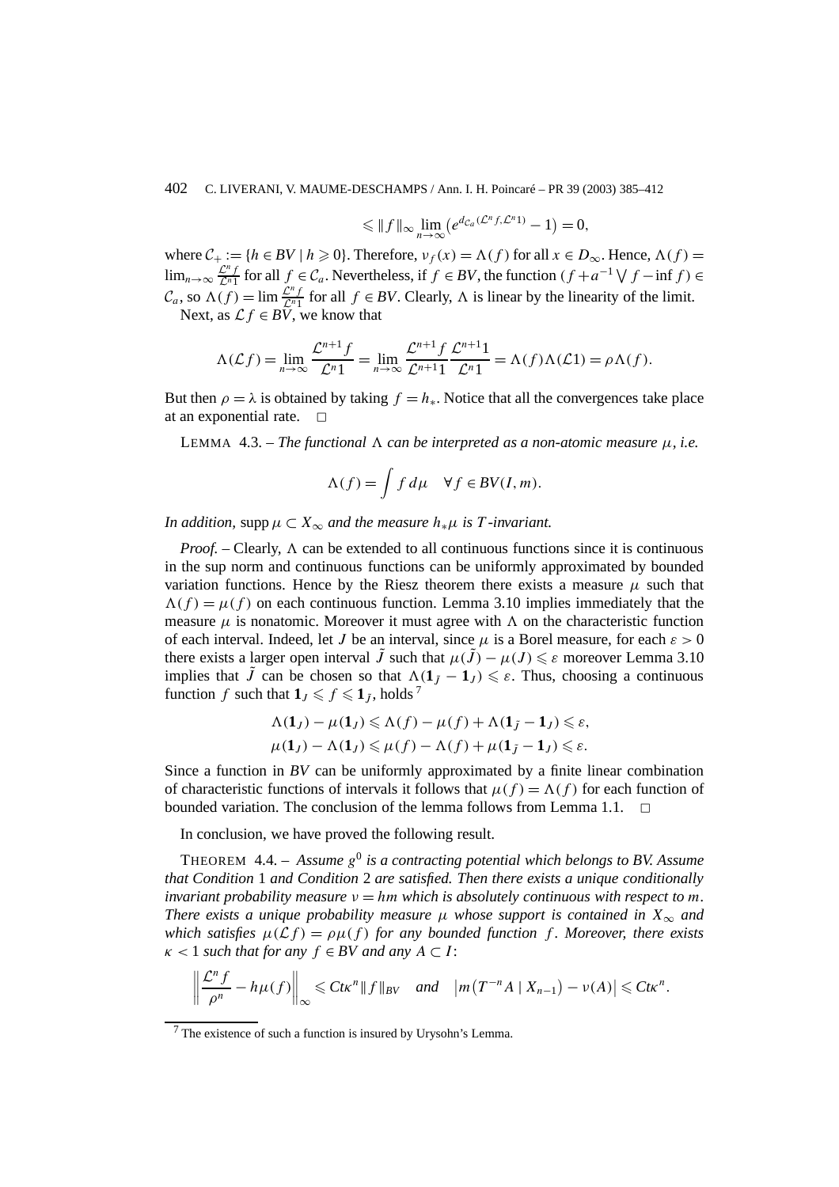$$\leqslant \|f\|_\infty \lim_{n\to\infty}\left(e^{d_{\mathcal{C}_a}(\mathcal{L}^n f,\mathcal{L}^n 1)}-1\right)=0,$$

where $\mathcal{C}_+ := \{h \in BV \mid h \geqslant 0\}$. Therefore, $\nu_f(x) = \Lambda(f)$ for all $x \in D_\infty$. Hence, $\Lambda(f) = \lim_{n\to\infty} \frac{\mathcal{L}^n f}{\mathcal{L}^n 1}$ for all $f \in \mathcal{C}_a$. Nevertheless, if $f \in BV$, the function $(f + a^{-1}\bigvee f - \inf f) \in \mathcal{C}_a$, so $\Lambda(f) = \lim \frac{\mathcal{L}^n f}{\mathcal{L}^n 1}$ for all $f \in BV$. Clearly, $\Lambda$ is linear by the linearity of the limit.

Next, as $\mathcal{L} f \in BV$, we know that

$$\Lambda(\mathcal{L} f) = \lim_{n\to\infty} \frac{\mathcal{L}^{n+1} f}{\mathcal{L}^n 1} = \lim_{n\to\infty} \frac{\mathcal{L}^{n+1} f}{\mathcal{L}^{n+1} 1}\frac{\mathcal{L}^{n+1} 1}{\mathcal{L}^n 1} = \Lambda(f)\Lambda(\mathcal{L}1) = \rho\Lambda(f).$$

But then $\rho = \lambda$ is obtained by taking $f = h_*$. Notice that all the convergences take place at an exponential rate. $\square$

LEMMA 4.3. – *The functional $\Lambda$ can be interpreted as a non-atomic measure $\mu$, i.e.*

$$\Lambda(f) = \int f\,d\mu \quad \forall f \in BV(I, m).$$

*In addition,* $\operatorname{supp} \mu \subset X_\infty$ *and the measure $h_*\mu$ is $T$-invariant.*

*Proof.* – Clearly, $\Lambda$ can be extended to all continuous functions since it is continuous in the sup norm and continuous functions can be uniformly approximated by bounded variation functions. Hence by the Riesz theorem there exists a measure $\mu$ such that $\Lambda(f) = \mu(f)$ on each continuous function. Lemma 3.10 implies immediately that the measure $\mu$ is nonatomic. Moreover it must agree with $\Lambda$ on the characteristic function of each interval. Indeed, let $J$ be an interval, since $\mu$ is a Borel measure, for each $\varepsilon > 0$ there exists a larger open interval $\tilde{J}$ such that $\mu(\tilde{J}) - \mu(J) \leqslant \varepsilon$ moreover Lemma 3.10 implies that $\tilde{J}$ can be chosen so that $\Lambda(\mathbf{1}_{\tilde{J}} - \mathbf{1}_J) \leqslant \varepsilon$. Thus, choosing a continuous function $f$ such that $\mathbf{1}_J \leqslant f \leqslant \mathbf{1}_{\tilde{J}}$, holds [7]

$$\Lambda(\mathbf{1}_J) - \mu(\mathbf{1}_J) \leqslant \Lambda(f) - \mu(f) + \Lambda(\mathbf{1}_{\tilde{J}} - \mathbf{1}_J) \leqslant \varepsilon,$$
$$\mu(\mathbf{1}_J) - \Lambda(\mathbf{1}_J) \leqslant \mu(f) - \Lambda(f) + \mu(\mathbf{1}_{\tilde{J}} - \mathbf{1}_J) \leqslant \varepsilon.$$

Since a function in *BV* can be uniformly approximated by a finite linear combination of characteristic functions of intervals it follows that $\mu(f) = \Lambda(f)$ for each function of bounded variation. The conclusion of the lemma follows from Lemma 1.1. $\square$

In conclusion, we have proved the following result.

THEOREM 4.4. – *Assume $g^0$ is a contracting potential which belongs to BV. Assume that Condition 1 and Condition 2 are satisfied. Then there exists a unique conditionally invariant probability measure $\nu = hm$ which is absolutely continuous with respect to $m$. There exists a unique probability measure $\mu$ whose support is contained in $X_\infty$ and which satisfies $\mu(\mathcal{L} f) = \rho\mu(f)$ for any bounded function $f$. Moreover, there exists $\kappa < 1$ such that for any $f \in BV$ and any $A \subset I$:*

$$\left\| \frac{\mathcal{L}^n f}{\rho^n} - h\mu(f) \right\|_\infty \leqslant Ct\kappa^n \|f\|_{BV} \quad \textit{and} \quad \left| m\left(T^{-n}A \mid X_{n-1}\right) - \nu(A) \right| \leqslant Ct\kappa^n.$$

[7] The existence of such a function is insured by Urysohn's Lemma.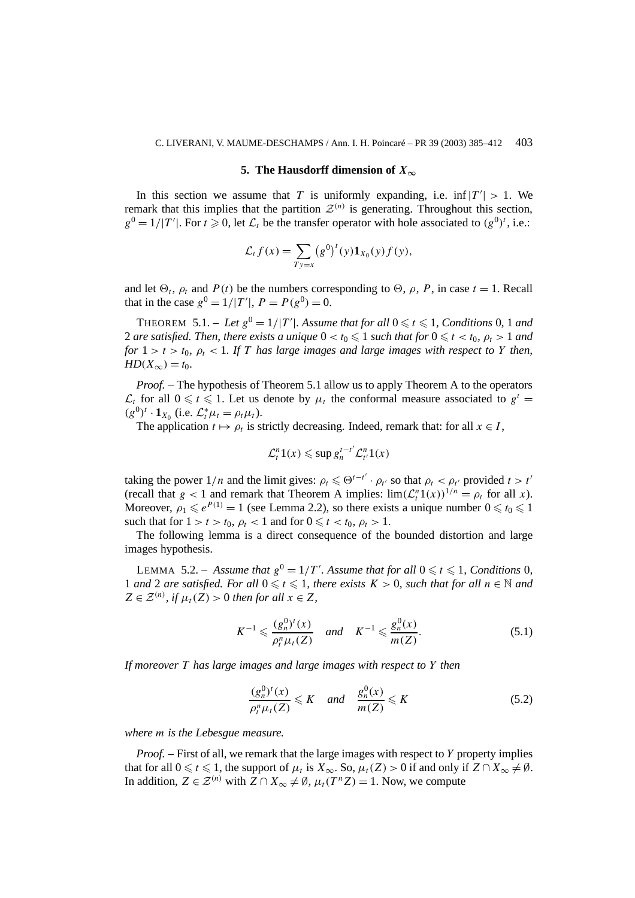## 5. The Hausdorff dimension of $X_\infty$

In this section we assume that $T$ is uniformly expanding, i.e. $\inf |T'| > 1$. We remark that this implies that the partition $\mathcal{Z}^{(n)}$ is generating. Throughout this section, $g^0 = 1/|T'|$. For $t \geqslant 0$, let $\mathcal{L}_t$ be the transfer operator with hole associated to $(g^0)^t$, i.e.:

$$\mathcal{L}_t f(x) = \sum_{Ty=x} \left(g^0\right)^t(y)\mathbf{1}_{X_0}(y) f(y),$$

and let $\Theta_t$, $\rho_t$ and $P(t)$ be the numbers corresponding to $\Theta$, $\rho$, $P$, in case $t = 1$. Recall that in the case $g^0 = 1/|T'|$, $P = P(g^0) = 0$.

THEOREM 5.1. – *Let $g^0 = 1/|T'|$. Assume that for all $0 \leqslant t \leqslant 1$, Conditions 0, 1 and 2 are satisfied. Then, there exists a unique $0 < t_0 \leqslant 1$ such that for $0 \leqslant t < t_0$, $\rho_t > 1$ and for $1 > t > t_0$, $\rho_t < 1$. If $T$ has large images and large images with respect to $Y$ then, $HD(X_\infty) = t_0$.*

*Proof.* – The hypothesis of Theorem 5.1 allow us to apply Theorem A to the operators $\mathcal{L}_t$ for all $0 \leqslant t \leqslant 1$. Let us denote by $\mu_t$ the conformal measure associated to $g^t = (g^0)^t \cdot \mathbf{1}_{X_0}$ (i.e. $\mathcal{L}_t^* \mu_t = \rho_t \mu_t$).

The application $t \mapsto \rho_t$ is strictly decreasing. Indeed, remark that: for all $x \in I$,

$$\mathcal{L}_t^n 1(x) \leqslant \sup g_n^{t-t'} \mathcal{L}_{t'}^n 1(x)$$

taking the power $1/n$ and the limit gives: $\rho_t \leqslant \Theta^{t-t'} \cdot \rho_{t'}$ so that $\rho_t < \rho_{t'}$ provided $t > t'$ (recall that $g < 1$ and remark that Theorem A implies: $\lim(\mathcal{L}_t^n 1(x))^{1/n} = \rho_t$ for all $x$). Moreover, $\rho_1 \leqslant e^{P(1)} = 1$ (see Lemma 2.2), so there exists a unique number $0 \leqslant t_0 \leqslant 1$ such that for $1 > t > t_0$, $\rho_t < 1$ and for $0 \leqslant t < t_0$, $\rho_t > 1$.

The following lemma is a direct consequence of the bounded distortion and large images hypothesis.

LEMMA 5.2. – *Assume that $g^0 = 1/T'$. Assume that for all $0 \leqslant t \leqslant 1$, Conditions 0, 1 and 2 are satisfied. For all $0 \leqslant t \leqslant 1$, there exists $K > 0$, such that for all $n \in \mathbb{N}$ and $Z \in \mathcal{Z}^{(n)}$, if $\mu_t(Z) > 0$ then for all $x \in Z$,*

$$K^{-1} \leqslant \frac{(g_n^0)^t(x)}{\rho_t^n \mu_t(Z)} \quad \textit{and} \quad K^{-1} \leqslant \frac{g_n^0(x)}{m(Z)}. \tag{5.1}$$

*If moreover $T$ has large images and large images with respect to $Y$ then*

$$\frac{(g_n^0)^t(x)}{\rho_t^n \mu_t(Z)} \leqslant K \quad \textit{and} \quad \frac{g_n^0(x)}{m(Z)} \leqslant K \tag{5.2}$$

*where $m$ is the Lebesgue measure.*

*Proof.* – First of all, we remark that the large images with respect to $Y$ property implies that for all $0 \leqslant t \leqslant 1$, the support of $\mu_t$ is $X_\infty$. So, $\mu_t(Z) > 0$ if and only if $Z \cap X_\infty \neq \emptyset$. In addition, $Z \in \mathcal{Z}^{(n)}$ with $Z \cap X_\infty \neq \emptyset$, $\mu_t(T^n Z) = 1$. Now, we compute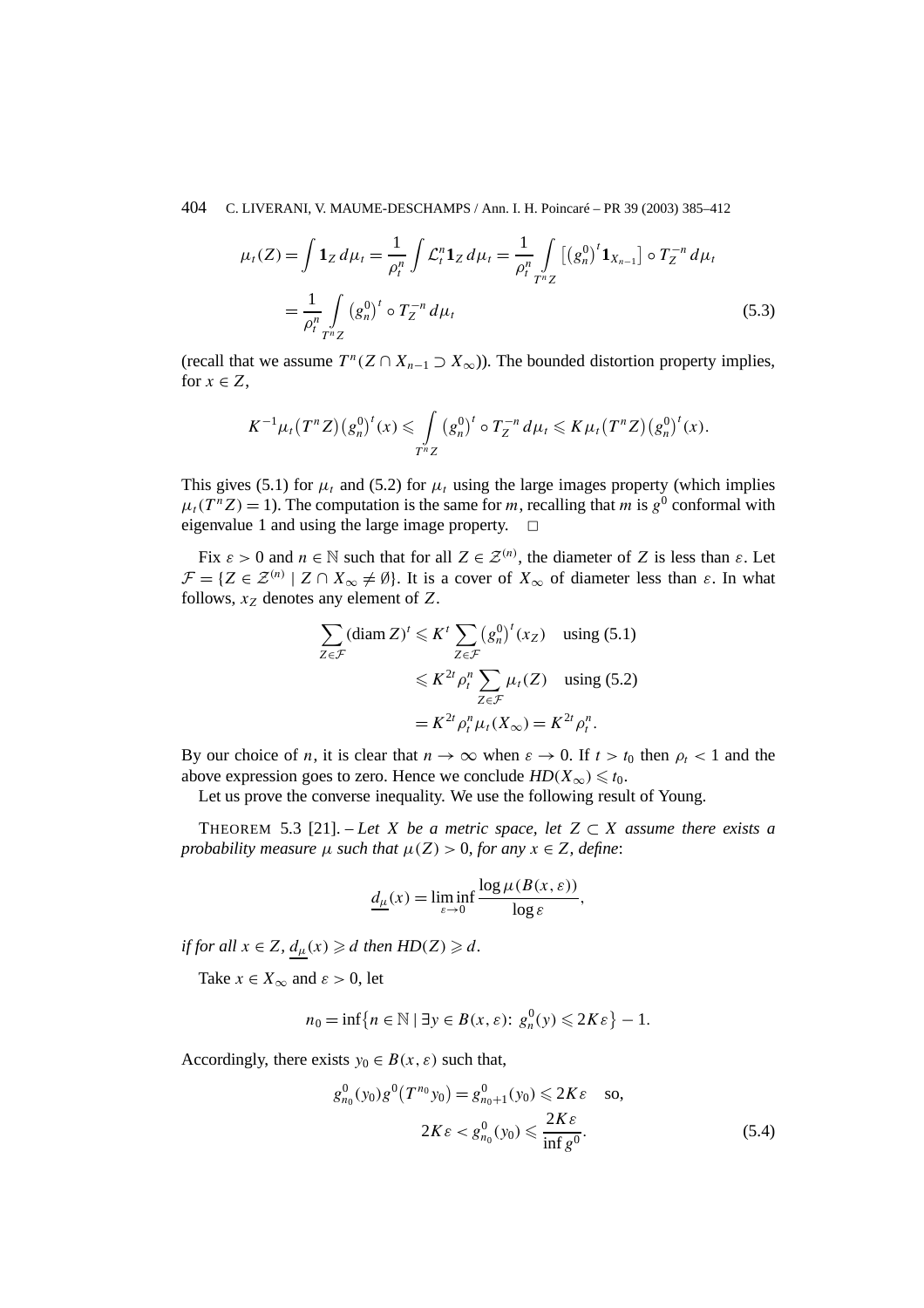$$\mu_t(Z) = \int \mathbf{1}_Z \, d\mu_t = \frac{1}{\rho_t^n} \int \mathcal{L}_t^n \mathbf{1}_Z \, d\mu_t = \frac{1}{\rho_t^n} \int_{T^n Z} \left[ \left(g_n^0\right)^t \mathbf{1}_{X_{n-1}} \right] \circ T_Z^{-n} \, d\mu_t$$

$$= \frac{1}{\rho_t^n} \int_{T^n Z} \left(g_n^0\right)^t \circ T_Z^{-n} \, d\mu_t \tag{5.3}$$

(recall that we assume $T^n(Z \cap X_{n-1} \supset X_\infty)$). The bounded distortion property implies, for $x \in Z$,

$$K^{-1} \mu_t\left(T^n Z\right) \left(g_n^0\right)^t(x) \leqslant \int_{T^n Z} \left(g_n^0\right)^t \circ T_Z^{-n} \, d\mu_t \leqslant K \mu_t\left(T^n Z\right) \left(g_n^0\right)^t(x).$$

This gives (5.1) for $\mu_t$ and (5.2) for $\mu_t$ using the large images property (which implies $\mu_t(T^n Z) = 1$). The computation is the same for $m$, recalling that $m$ is $g^0$ conformal with eigenvalue 1 and using the large image property. $\square$

Fix $\varepsilon > 0$ and $n \in \mathbb{N}$ such that for all $Z \in \mathcal{Z}^{(n)}$, the diameter of $Z$ is less than $\varepsilon$. Let $\mathcal{F} = \{Z \in \mathcal{Z}^{(n)} \mid Z \cap X_\infty \neq \emptyset\}$. It is a cover of $X_\infty$ of diameter less than $\varepsilon$. In what follows, $x_Z$ denotes any element of $Z$.

$$\sum_{Z \in \mathcal{F}} (\operatorname{diam} Z)^t \leqslant K^t \sum_{Z \in \mathcal{F}} \left(g_n^0\right)^t(x_Z) \quad \text{using (5.1)}$$

$$\leqslant K^{2t} \rho_t^n \sum_{Z \in \mathcal{F}} \mu_t(Z) \quad \text{using (5.2)}$$

$$= K^{2t} \rho_t^n \mu_t(X_\infty) = K^{2t} \rho_t^n.$$

By our choice of $n$, it is clear that $n \to \infty$ when $\varepsilon \to 0$. If $t > t_0$ then $\rho_t < 1$ and the above expression goes to zero. Hence we conclude $HD(X_\infty) \leqslant t_0$.

Let us prove the converse inequality. We use the following result of Young.

THEOREM 5.3 [21]. – *Let $X$ be a metric space, let $Z \subset X$ assume there exists a probability measure $\mu$ such that $\mu(Z) > 0$, for any $x \in Z$, define*:

$$\underline{d_\mu}(x) = \liminf_{\varepsilon \to 0} \frac{\log \mu(B(x, \varepsilon))}{\log \varepsilon},$$

*if for all $x \in Z$, $\underline{d_\mu}(x) \geqslant d$ then $HD(Z) \geqslant d$.*

Take $x \in X_\infty$ and $\varepsilon > 0$, let

$$n_0 = \inf\left\{n \in \mathbb{N} \mid \exists y \in B(x, \varepsilon)\colon\ g_n^0(y) \leqslant 2K\varepsilon\right\} - 1.$$

Accordingly, there exists $y_0 \in B(x, \varepsilon)$ such that,

$$g_{n_0}^0(y_0) g^0\left(T^{n_0} y_0\right) = g_{n_0+1}^0(y_0) \leqslant 2K\varepsilon \quad \text{so,}$$

$$2K\varepsilon < g_{n_0}^0(y_0) \leqslant \frac{2K\varepsilon}{\inf g^0}. \tag{5.4}$$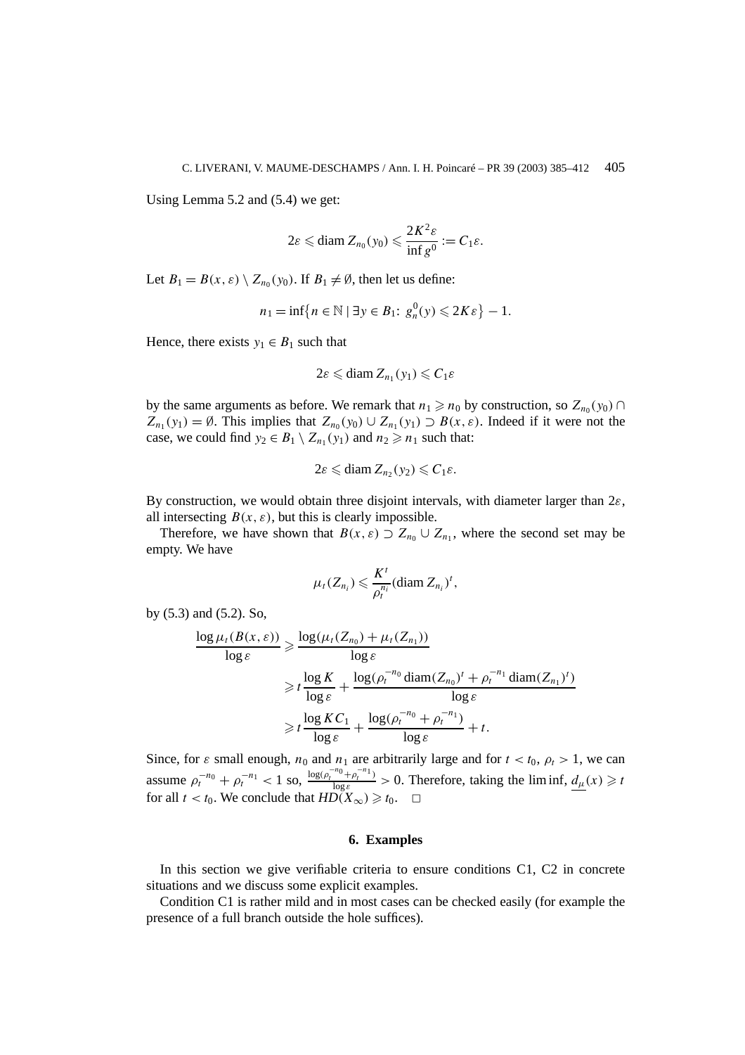Using Lemma 5.2 and (5.4) we get:

$$2\varepsilon \leqslant \operatorname{diam} Z_{n_0}(y_0) \leqslant \frac{2K^2\varepsilon}{\inf g^0} := C_1\varepsilon.$$

Let $B_1 = B(x,\varepsilon) \setminus Z_{n_0}(y_0)$. If $B_1 \neq \emptyset$, then let us define:

$$n_1 = \inf\{n \in \mathbb{N} \mid \exists y \in B_1\colon\ g_n^0(y) \leqslant 2K\varepsilon\} - 1.$$

Hence, there exists $y_1 \in B_1$ such that

$$2\varepsilon \leqslant \operatorname{diam} Z_{n_1}(y_1) \leqslant C_1\varepsilon$$

by the same arguments as before. We remark that $n_1 \geqslant n_0$ by construction, so $Z_{n_0}(y_0) \cap Z_{n_1}(y_1) = \emptyset$. This implies that $Z_{n_0}(y_0) \cup Z_{n_1}(y_1) \supset B(x,\varepsilon)$. Indeed if it were not the case, we could find $y_2 \in B_1 \setminus Z_{n_1}(y_1)$ and $n_2 \geqslant n_1$ such that:

$$2\varepsilon \leqslant \operatorname{diam} Z_{n_2}(y_2) \leqslant C_1\varepsilon.$$

By construction, we would obtain three disjoint intervals, with diameter larger than $2\varepsilon$, all intersecting $B(x,\varepsilon)$, but this is clearly impossible.

Therefore, we have shown that $B(x,\varepsilon) \supset Z_{n_0} \cup Z_{n_1}$, where the second set may be empty. We have

$$\mu_t(Z_{n_i}) \leqslant \frac{K^t}{\rho_t^{n_i}} (\operatorname{diam} Z_{n_i})^t,$$

by (5.3) and (5.2). So,

$$\begin{aligned}
\frac{\log \mu_t(B(x,\varepsilon))}{\log \varepsilon} &\geqslant \frac{\log(\mu_t(Z_{n_0}) + \mu_t(Z_{n_1}))}{\log \varepsilon} \\
&\geqslant t\frac{\log K}{\log \varepsilon} + \frac{\log(\rho_t^{-n_0} \operatorname{diam}(Z_{n_0})^t + \rho_t^{-n_1} \operatorname{diam}(Z_{n_1})^t)}{\log \varepsilon} \\
&\geqslant t\frac{\log KC_1}{\log \varepsilon} + \frac{\log(\rho_t^{-n_0} + \rho_t^{-n_1})}{\log \varepsilon} + t.
\end{aligned}$$

Since, for $\varepsilon$ small enough, $n_0$ and $n_1$ are arbitrarily large and for $t < t_0$, $\rho_t > 1$, we can assume $\rho_t^{-n_0} + \rho_t^{-n_1} < 1$ so, $\frac{\log(\rho_t^{-n_0} + \rho_t^{-n_1})}{\log \varepsilon} > 0$. Therefore, taking the lim inf, $\underline{d_\mu}(x) \geqslant t$ for all $t < t_0$. We conclude that $HD(X_\infty) \geqslant t_0$. $\square$

## 6. Examples

In this section we give verifiable criteria to ensure conditions C1, C2 in concrete situations and we discuss some explicit examples.

Condition C1 is rather mild and in most cases can be checked easily (for example the presence of a full branch outside the hole suffices).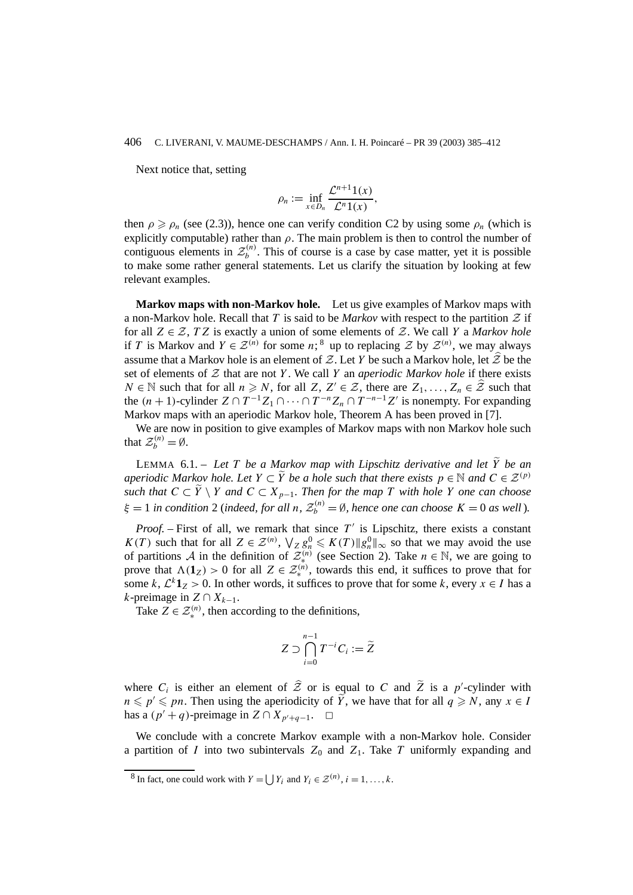Next notice that, setting

$$\rho_n := \inf_{x \in D_n} \frac{\mathcal{L}^{n+1}1(x)}{\mathcal{L}^n 1(x)},$$

then $\rho \geqslant \rho_n$ (see (2.3)), hence one can verify condition C2 by using some $\rho_n$ (which is explicitly computable) rather than $\rho$. The main problem is then to control the number of contiguous elements in $\mathcal{Z}_b^{(n)}$. This of course is a case by case matter, yet it is possible to make some rather general statements. Let us clarify the situation by looking at few relevant examples.

**Markov maps with non-Markov hole.** Let us give examples of Markov maps with a non-Markov hole. Recall that $T$ is said to be *Markov* with respect to the partition $\mathcal{Z}$ if for all $Z \in \mathcal{Z}$, $TZ$ is exactly a union of some elements of $\mathcal{Z}$. We call $Y$ a *Markov hole* if $T$ is Markov and $Y \in \mathcal{Z}^{(n)}$ for some $n$; [8] up to replacing $\mathcal{Z}$ by $\mathcal{Z}^{(n)}$, we may always assume that a Markov hole is an element of $\mathcal{Z}$. Let $Y$ be such a Markov hole, let $\widehat{\mathcal{Z}}$ be the set of elements of $\mathcal{Z}$ that are not $Y$. We call $Y$ an *aperiodic Markov hole* if there exists $N \in \mathbb{N}$ such that for all $n \geqslant N$, for all $Z, Z' \in \mathcal{Z}$, there are $Z_1, \ldots, Z_n \in \widehat{\mathcal{Z}}$ such that the $(n+1)$-cylinder $Z \cap T^{-1}Z_1 \cap \cdots \cap T^{-n}Z_n \cap T^{-n-1}Z'$ is nonempty. For expanding Markov maps with an aperiodic Markov hole, Theorem A has been proved in [7].

We are now in position to give examples of Markov maps with non Markov hole such that $\mathcal{Z}_b^{(n)} = \emptyset$.

LEMMA 6.1. – *Let $T$ be a Markov map with Lipschitz derivative and let $\widetilde{Y}$ be an aperiodic Markov hole. Let $Y \subset \widetilde{Y}$ be a hole such that there exists $p \in \mathbb{N}$ and $C \in \mathcal{Z}^{(p)}$ such that $C \subset \widetilde{Y} \setminus Y$ and $C \subset X_{p-1}$. Then for the map $T$ with hole $Y$ one can choose $\xi = 1$ in condition 2 (indeed, for all $n$, $\mathcal{Z}_b^{(n)} = \emptyset$, hence one can choose $K = 0$ as well).*

*Proof.* – First of all, we remark that since $T'$ is Lipschitz, there exists a constant $K(T)$ such that for all $Z \in \mathcal{Z}^{(n)}$, $\bigvee_Z g_n^0 \leqslant K(T)\|g_n^0\|_\infty$ so that we may avoid the use of partitions $\mathcal{A}$ in the definition of $\mathcal{Z}_*^{(n)}$ (see Section 2). Take $n \in \mathbb{N}$, we are going to prove that $\Lambda(\mathbf{1}_Z) > 0$ for all $Z \in \mathcal{Z}_*^{(n)}$, towards this end, it suffices to prove that for some $k$, $\mathcal{L}^k \mathbf{1}_Z > 0$. In other words, it suffices to prove that for some $k$, every $x \in I$ has a $k$-preimage in $Z \cap X_{k-1}$.

Take $Z \in \mathcal{Z}_*^{(n)}$, then according to the definitions,

$$Z \supset \bigcap_{i=0}^{n-1} T^{-i} C_i := \widetilde{Z}$$

where $C_i$ is either an element of $\widehat{\mathcal{Z}}$ or is equal to $C$ and $\widetilde{Z}$ is a $p'$-cylinder with $n \leqslant p' \leqslant pn$. Then using the aperiodicity of $\widetilde{Y}$, we have that for all $q \geqslant N$, any $x \in I$ has a $(p'+q)$-preimage in $Z \cap X_{p'+q-1}$. $\square$

We conclude with a concrete Markov example with a non-Markov hole. Consider a partition of $I$ into two subintervals $Z_0$ and $Z_1$. Take $T$ uniformly expanding and

[8] In fact, one could work with $Y = \bigcup Y_i$ and $Y_i \in \mathcal{Z}^{(n)}$, $i = 1, \ldots, k$.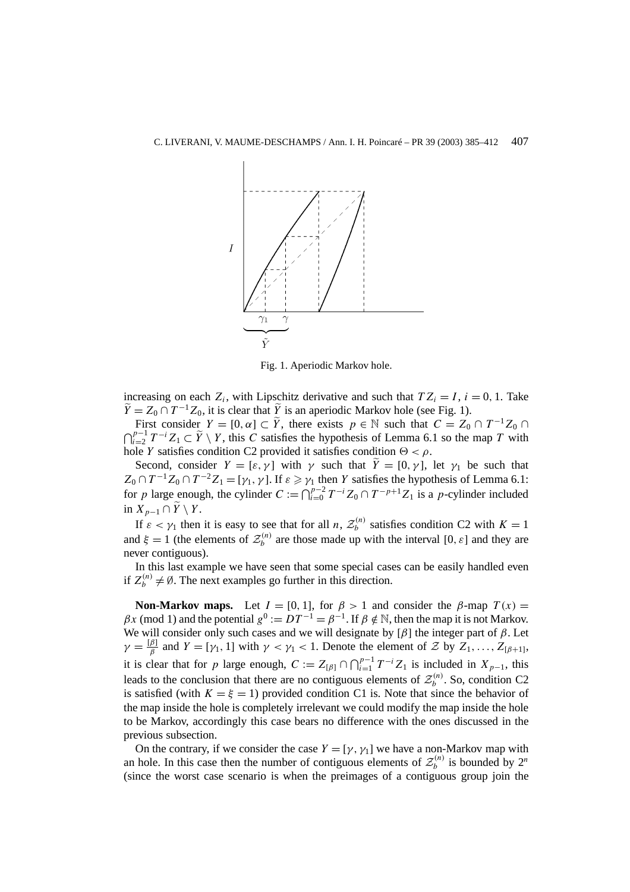Fig. 1. Aperiodic Markov hole.

increasing on each $Z_i$, with Lipschitz derivative and such that $TZ_i = I$, $i = 0, 1$. Take $\widetilde{Y} = Z_0 \cap T^{-1}Z_0$, it is clear that $\widetilde{Y}$ is an aperiodic Markov hole (see Fig. 1).

First consider $Y = [0, \alpha] \subset \widetilde{Y}$, there exists $p \in \mathbb{N}$ such that $C = Z_0 \cap T^{-1}Z_0 \cap \bigcap_{i=2}^{p-1} T^{-i}Z_1 \subset \widetilde{Y} \setminus Y$, this $C$ satisfies the hypothesis of Lemma 6.1 so the map $T$ with hole $Y$ satisfies condition C2 provided it satisfies condition $\Theta < \rho$.

Second, consider $Y = [\varepsilon, \gamma]$ with $\gamma$ such that $\widetilde{Y} = [0, \gamma]$, let $\gamma_1$ be such that $Z_0 \cap T^{-1}Z_0 \cap T^{-2}Z_1 = [\gamma_1, \gamma]$. If $\varepsilon \geqslant \gamma_1$ then $Y$ satisfies the hypothesis of Lemma 6.1: for $p$ large enough, the cylinder $C := \bigcap_{i=0}^{p-2} T^{-i}Z_0 \cap T^{-p+1}Z_1$ is a $p$-cylinder included in $X_{p-1} \cap \widetilde{Y} \setminus Y$.

If $\varepsilon < \gamma_1$ then it is easy to see that for all $n$, $\mathcal{Z}_b^{(n)}$ satisfies condition C2 with $K = 1$ and $\xi = 1$ (the elements of $\mathcal{Z}_b^{(n)}$ are those made up with the interval $[0, \varepsilon]$ and they are never contiguous).

In this last example we have seen that some special cases can be easily handled even if $Z_b^{(n)} \neq \emptyset$. The next examples go further in this direction.

**Non-Markov maps.** Let $I = [0, 1]$, for $\beta > 1$ and consider the $\beta$-map $T(x) = \beta x \pmod 1$ and the potential $g^0 := DT^{-1} = \beta^{-1}$. If $\beta \notin \mathbb{N}$, then the map it is not Markov. We will consider only such cases and we will designate by $[\beta]$ the integer part of $\beta$. Let $\gamma = \frac{[\beta]}{\beta}$ and $Y = [\gamma_1, 1]$ with $\gamma < \gamma_1 < 1$. Denote the element of $\mathcal{Z}$ by $Z_1, \ldots, Z_{[\beta+1]}$, it is clear that for $p$ large enough, $C := Z_{[\beta]} \cap \bigcap_{i=1}^{p-1} T^{-i}Z_1$ is included in $X_{p-1}$, this leads to the conclusion that there are no contiguous elements of $\mathcal{Z}_b^{(n)}$. So, condition C2 is satisfied (with $K = \xi = 1$) provided condition C1 is. Note that since the behavior of the map inside the hole is completely irrelevant we could modify the map inside the hole to be Markov, accordingly this case bears no difference with the ones discussed in the previous subsection.

On the contrary, if we consider the case $Y = [\gamma, \gamma_1]$ we have a non-Markov map with an hole. In this case then the number of contiguous elements of $\mathcal{Z}_b^{(n)}$ is bounded by $2^n$ (since the worst case scenario is when the preimages of a contiguous group join the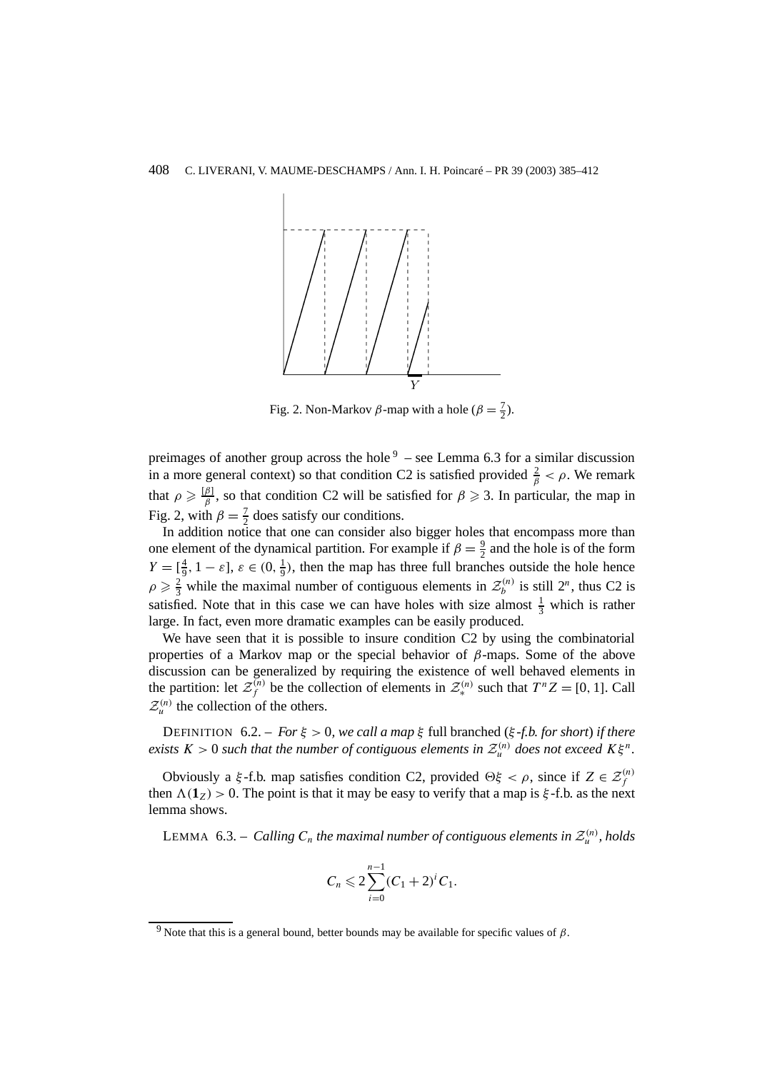Fig. 2. Non-Markov $\beta$-map with a hole ($\beta = \frac{7}{2}$).

preimages of another group across the hole [9] – see Lemma 6.3 for a similar discussion in a more general context) so that condition C2 is satisfied provided $\frac{2}{\beta} < \rho$. We remark that $\rho \geqslant \frac{[\beta]}{\beta}$, so that condition C2 will be satisfied for $\beta \geqslant 3$. In particular, the map in Fig. 2, with $\beta = \frac{7}{2}$ does satisfy our conditions.

In addition notice that one can consider also bigger holes that encompass more than one element of the dynamical partition. For example if $\beta = \frac{9}{2}$ and the hole is of the form $Y = [\frac{4}{9}, 1 - \varepsilon]$, $\varepsilon \in (0, \frac{1}{9})$, then the map has three full branches outside the hole hence $\rho \geqslant \frac{2}{3}$ while the maximal number of contiguous elements in $\mathcal{Z}_b^{(n)}$ is still $2^n$, thus C2 is satisfied. Note that in this case we can have holes with size almost $\frac{1}{3}$ which is rather large. In fact, even more dramatic examples can be easily produced.

We have seen that it is possible to insure condition C2 by using the combinatorial properties of a Markov map or the special behavior of $\beta$-maps. Some of the above discussion can be generalized by requiring the existence of well behaved elements in the partition: let $\mathcal{Z}_f^{(n)}$ be the collection of elements in $\mathcal{Z}_*^{(n)}$ such that $T^n Z = [0, 1]$. Call $\mathcal{Z}_u^{(n)}$ the collection of the others.

DEFINITION 6.2. – *For $\xi > 0$, we call a map $\xi$ full branched ($\xi$-f.b. for short) if there exists $K > 0$ such that the number of contiguous elements in $\mathcal{Z}_u^{(n)}$ does not exceed $K\xi^n$.*

Obviously a $\xi$-f.b. map satisfies condition C2, provided $\Theta\xi < \rho$, since if $Z \in \mathcal{Z}_f^{(n)}$ then $\Lambda(\mathbf{1}_Z) > 0$. The point is that it may be easy to verify that a map is $\xi$-f.b. as the next lemma shows.

LEMMA 6.3. – *Calling $C_n$ the maximal number of contiguous elements in $\mathcal{Z}_u^{(n)}$, holds*

$$C_n \leqslant 2 \sum_{i=0}^{n-1} (C_1 + 2)^i C_1.$$

[9] Note that this is a general bound, better bounds may be available for specific values of $\beta$.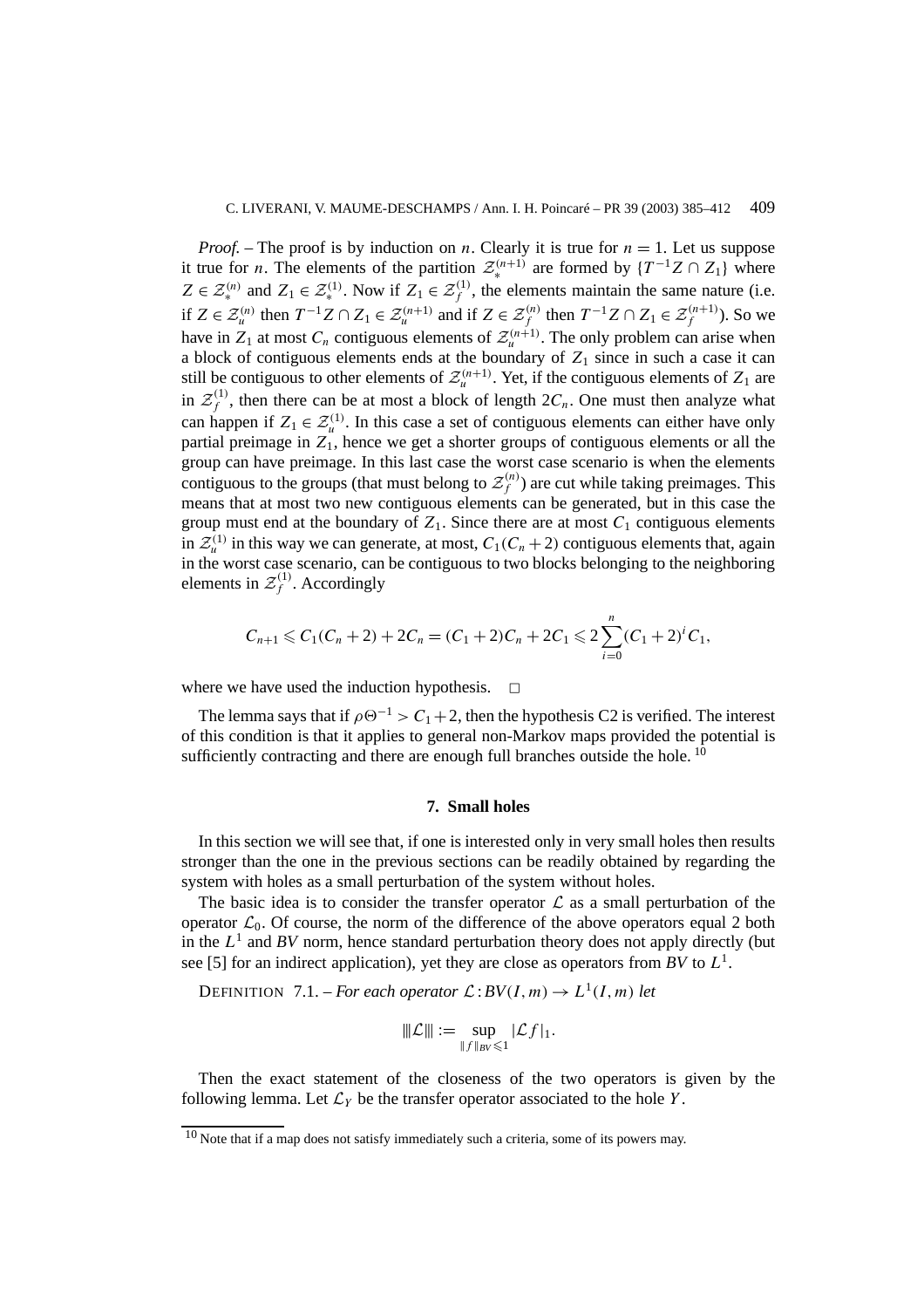*Proof.* – The proof is by induction on $n$. Clearly it is true for $n = 1$. Let us suppose it true for $n$. The elements of the partition $\mathcal{Z}_*^{(n+1)}$ are formed by $\{T^{-1}Z \cap Z_1\}$ where $Z \in \mathcal{Z}_*^{(n)}$ and $Z_1 \in \mathcal{Z}_*^{(1)}$. Now if $Z_1 \in \mathcal{Z}_f^{(1)}$, the elements maintain the same nature (i.e. if $Z \in \mathcal{Z}_u^{(n)}$ then $T^{-1}Z \cap Z_1 \in \mathcal{Z}_u^{(n+1)}$ and if $Z \in \mathcal{Z}_f^{(n)}$ then $T^{-1}Z \cap Z_1 \in \mathcal{Z}_f^{(n+1)}$). So we have in $Z_1$ at most $C_n$ contiguous elements of $\mathcal{Z}_u^{(n+1)}$. The only problem can arise when a block of contiguous elements ends at the boundary of $Z_1$ since in such a case it can still be contiguous to other elements of $\mathcal{Z}_u^{(n+1)}$. Yet, if the contiguous elements of $Z_1$ are in $\mathcal{Z}_f^{(1)}$, then there can be at most a block of length $2C_n$. One must then analyze what can happen if $Z_1 \in \mathcal{Z}_u^{(1)}$. In this case a set of contiguous elements can either have only partial preimage in $Z_1$, hence we get a shorter groups of contiguous elements or all the group can have preimage. In this last case the worst case scenario is when the elements contiguous to the groups (that must belong to $\mathcal{Z}_f^{(n)}$) are cut while taking preimages. This means that at most two new contiguous elements can be generated, but in this case the group must end at the boundary of $Z_1$. Since there are at most $C_1$ contiguous elements in $\mathcal{Z}_u^{(1)}$ in this way we can generate, at most, $C_1(C_n + 2)$ contiguous elements that, again in the worst case scenario, can be contiguous to two blocks belonging to the neighboring elements in $\mathcal{Z}_f^{(1)}$. Accordingly

$$C_{n+1} \leqslant C_1(C_n + 2) + 2C_n = (C_1 + 2)C_n + 2C_1 \leqslant 2\sum_{i=0}^{n}(C_1 + 2)^i C_1,$$

where we have used the induction hypothesis. $\square$

The lemma says that if $\rho\Theta^{-1} > C_1 + 2$, then the hypothesis C2 is verified. The interest of this condition is that it applies to general non-Markov maps provided the potential is sufficiently contracting and there are enough full branches outside the hole. [10]

## 7. Small holes

In this section we will see that, if one is interested only in very small holes then results stronger than the one in the previous sections can be readily obtained by regarding the system with holes as a small perturbation of the system without holes.

The basic idea is to consider the transfer operator $\mathcal{L}$ as a small perturbation of the operator $\mathcal{L}_0$. Of course, the norm of the difference of the above operators equal 2 both in the $L^1$ and $BV$ norm, hence standard perturbation theory does not apply directly (but see [5] for an indirect application), yet they are close as operators from $BV$ to $L^1$.

DEFINITION 7.1. – *For each operator* $\mathcal{L} : BV(I, m) \to L^1(I, m)$ *let*

$$|||\mathcal{L}||| := \sup_{\|f\|_{BV} \leqslant 1} |\mathcal{L} f|_1.$$

Then the exact statement of the closeness of the two operators is given by the following lemma. Let $\mathcal{L}_Y$ be the transfer operator associated to the hole $Y$.

[10] Note that if a map does not satisfy immediately such a criteria, some of its powers may.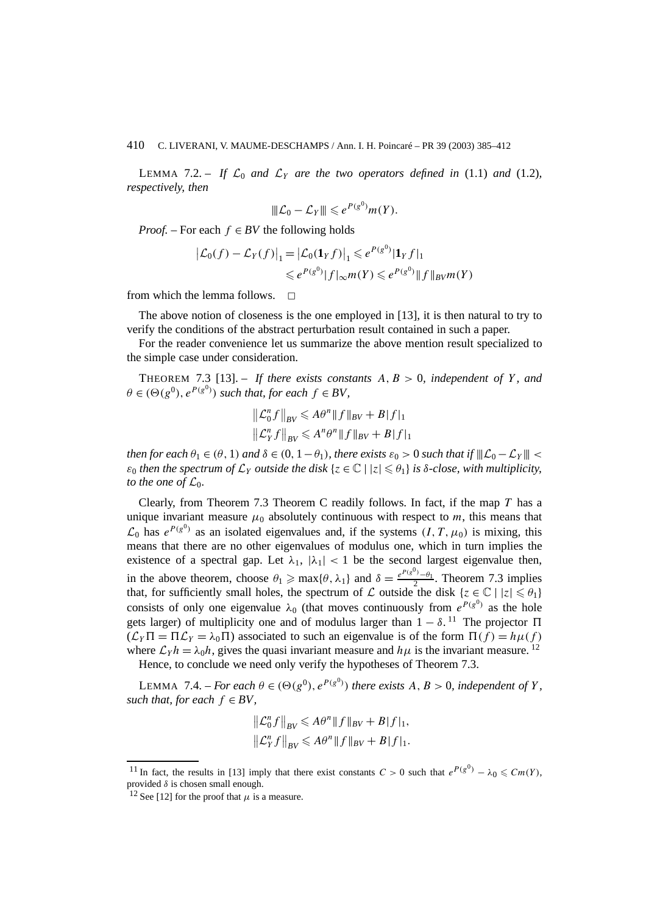LEMMA 7.2. – *If $\mathcal{L}_0$ and $\mathcal{L}_Y$ are the two operators defined in* (1.1) *and* (1.2)*, respectively, then*

$$|||\mathcal{L}_0 - \mathcal{L}_Y||| \leqslant e^{P(g^0)} m(Y).$$

*Proof.* – For each $f \in BV$ the following holds

$$\begin{aligned}
\left|\mathcal{L}_0(f) - \mathcal{L}_Y(f)\right|_1 = \left|\mathcal{L}_0(\mathbf{1}_Y f)\right|_1 &\leqslant e^{P(g^0)} |\mathbf{1}_Y f|_1 \\
&\leqslant e^{P(g^0)} |f|_\infty m(Y) \leqslant e^{P(g^0)} \|f\|_{BV} m(Y)
\end{aligned}$$

from which the lemma follows. □

The above notion of closeness is the one employed in [13], it is then natural to try to verify the conditions of the abstract perturbation result contained in such a paper.

For the reader convenience let us summarize the above mention result specialized to the simple case under consideration.

THEOREM 7.3 [13]. – *If there exists constants $A, B > 0$, independent of $Y$, and $\theta \in (\Theta(g^0), e^{P(g^0)})$ such that, for each $f \in BV$,*

$$\begin{aligned}
\left\|\mathcal{L}_0^n f\right\|_{BV} &\leqslant A\theta^n \|f\|_{BV} + B|f|_1 \\
\left\|\mathcal{L}_Y^n f\right\|_{BV} &\leqslant A^n\theta^n \|f\|_{BV} + B|f|_1
\end{aligned}$$

*then for each $\theta_1 \in (\theta, 1)$ and $\delta \in (0, 1-\theta_1)$, there exists $\varepsilon_0 > 0$ such that if $|||\mathcal{L}_0 - \mathcal{L}_Y||| < \varepsilon_0$ then the spectrum of $\mathcal{L}_Y$ outside the disk $\{z \in \mathbb{C} \mid |z| \leqslant \theta_1\}$ is $\delta$-close, with multiplicity, to the one of $\mathcal{L}_0$.*

Clearly, from Theorem 7.3 Theorem C readily follows. In fact, if the map $T$ has a unique invariant measure $\mu_0$ absolutely continuous with respect to $m$, this means that $\mathcal{L}_0$ has $e^{P(g^0)}$ as an isolated eigenvalues and, if the systems $(I, T, \mu_0)$ is mixing, this means that there are no other eigenvalues of modulus one, which in turn implies the existence of a spectral gap. Let $\lambda_1$, $|\lambda_1| < 1$ be the second largest eigenvalue then, in the above theorem, choose $\theta_1 \geqslant \max\{\theta, \lambda_1\}$ and $\delta = \frac{e^{P(g^0)} - \theta_1}{2}$. Theorem 7.3 implies that, for sufficiently small holes, the spectrum of $\mathcal{L}$ outside the disk $\{z \in \mathbb{C} \mid |z| \leqslant \theta_1\}$ consists of only one eigenvalue $\lambda_0$ (that moves continuously from $e^{P(g^0)}$ as the hole gets larger) of multiplicity one and of modulus larger than $1 - \delta$.[11] The projector $\Pi$ ($\mathcal{L}_Y \Pi = \Pi \mathcal{L}_Y = \lambda_0 \Pi$) associated to such an eigenvalue is of the form $\Pi(f) = h\mu(f)$ where $\mathcal{L}_Y h = \lambda_0 h$, gives the quasi invariant measure and $h\mu$ is the invariant measure.[12]

Hence, to conclude we need only verify the hypotheses of Theorem 7.3.

LEMMA 7.4. – *For each $\theta \in (\Theta(g^0), e^{P(g^0)})$ there exists $A, B > 0$, independent of $Y$, such that, for each $f \in BV$,*

$$\begin{aligned}
\left\|\mathcal{L}_0^n f\right\|_{BV} &\leqslant A\theta^n \|f\|_{BV} + B|f|_1, \\
\left\|\mathcal{L}_Y^n f\right\|_{BV} &\leqslant A\theta^n \|f\|_{BV} + B|f|_1.
\end{aligned}$$

---

[11] In fact, the results in [13] imply that there exist constants $C > 0$ such that $e^{P(g^0)} - \lambda_0 \leqslant Cm(Y)$, provided $\delta$ is chosen small enough.

[12] See [12] for the proof that $\mu$ is a measure.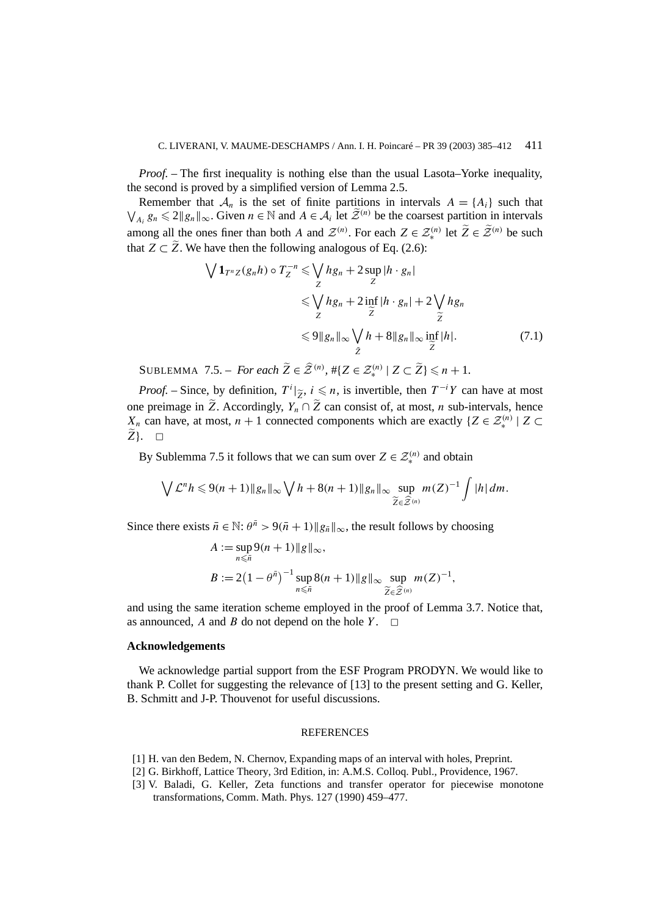*Proof.* – The first inequality is nothing else than the usual Lasota–Yorke inequality, the second is proved by a simplified version of Lemma 2.5.

Remember that $\mathcal{A}_n$ is the set of finite partitions in intervals $A = \{A_i\}$ such that $\bigvee_{A_i} g_n \leqslant 2\|g_n\|_\infty$. Given $n \in \mathbb{N}$ and $A \in \mathcal{A}_i$ let $\widetilde{\mathcal{Z}}^{(n)}$ be the coarsest partition in intervals among all the ones finer than both $A$ and $\mathcal{Z}^{(n)}$. For each $Z \in \mathcal{Z}_*^{(n)}$ let $\widetilde{Z} \in \widetilde{\mathcal{Z}}^{(n)}$ be such that $Z \subset \widetilde{Z}$. We have then the following analogous of Eq. (2.6):

$$\begin{aligned}
\bigvee \mathbf{1}_{T^n Z}(g_n h) \circ T_Z^{-n} &\leqslant \bigvee_Z h g_n + 2 \sup_Z |h \cdot g_n| \\
&\leqslant \bigvee_Z h g_n + 2 \inf_{\widetilde{Z}} |h \cdot g_n| + 2 \bigvee_{\widetilde{Z}} h g_n \\
&\leqslant 9\|g_n\|_\infty \bigvee_{\tilde{Z}} h + 8\|g_n\|_\infty \inf_{\widetilde{Z}} |h|.
\end{aligned} \tag{7.1}$$

SUBLEMMA 7.5. – *For each $\widetilde{Z} \in \widehat{\mathcal{Z}}^{(n)}$, $\#\{Z \in \mathcal{Z}_*^{(n)} \mid Z \subset \widetilde{Z}\} \leqslant n + 1$.*

*Proof.* – Since, by definition, $T^i|_{\widetilde{Z}}$, $i \leqslant n$, is invertible, then $T^{-i} Y$ can have at most one preimage in $\widetilde{Z}$. Accordingly, $Y_n \cap \widetilde{Z}$ can consist of, at most, $n$ sub-intervals, hence $X_n$ can have, at most, $n + 1$ connected components which are exactly $\{Z \in \mathcal{Z}_*^{(n)} \mid Z \subset \widetilde{Z}\}$. □

By Sublemma 7.5 it follows that we can sum over $Z \in \mathcal{Z}_*^{(n)}$ and obtain

$$\bigvee \mathcal{L}^n h \leqslant 9(n+1)\|g_n\|_\infty \bigvee h + 8(n+1)\|g_n\|_\infty \sup_{\widetilde{Z} \in \widehat{\mathcal{Z}}^{(n)}} m(Z)^{-1} \int |h| \, dm.$$

Since there exists $\bar{n} \in \mathbb{N}$: $\theta^{\bar{n}} > 9(\bar{n} + 1)\|g_{\bar{n}}\|_\infty$, the result follows by choosing

$$\begin{aligned}
A &:= \sup_{n \leqslant \bar{n}} 9(n+1)\|g\|_\infty, \\
B &:= 2\left(1 - \theta^{\bar{n}}\right)^{-1} \sup_{n \leqslant \bar{n}} 8(n+1)\|g\|_\infty \sup_{\widetilde{Z} \in \widehat{\mathcal{Z}}^{(n)}} m(Z)^{-1},
\end{aligned}$$

and using the same iteration scheme employed in the proof of Lemma 3.7. Notice that, as announced, $A$ and $B$ do not depend on the hole $Y$. □

## Acknowledgements

We acknowledge partial support from the ESF Program PRODYN. We would like to thank P. Collet for suggesting the relevance of [13] to the present setting and G. Keller, B. Schmitt and J-P. Thouvenot for useful discussions.

## REFERENCES

[1] H. van den Bedem, N. Chernov, Expanding maps of an interval with holes, Preprint.

[2] G. Birkhoff, Lattice Theory, 3rd Edition, in: A.M.S. Colloq. Publ., Providence, 1967.

[3] V. Baladi, G. Keller, Zeta functions and transfer operator for piecewise monotone transformations, Comm. Math. Phys. 127 (1990) 459–477.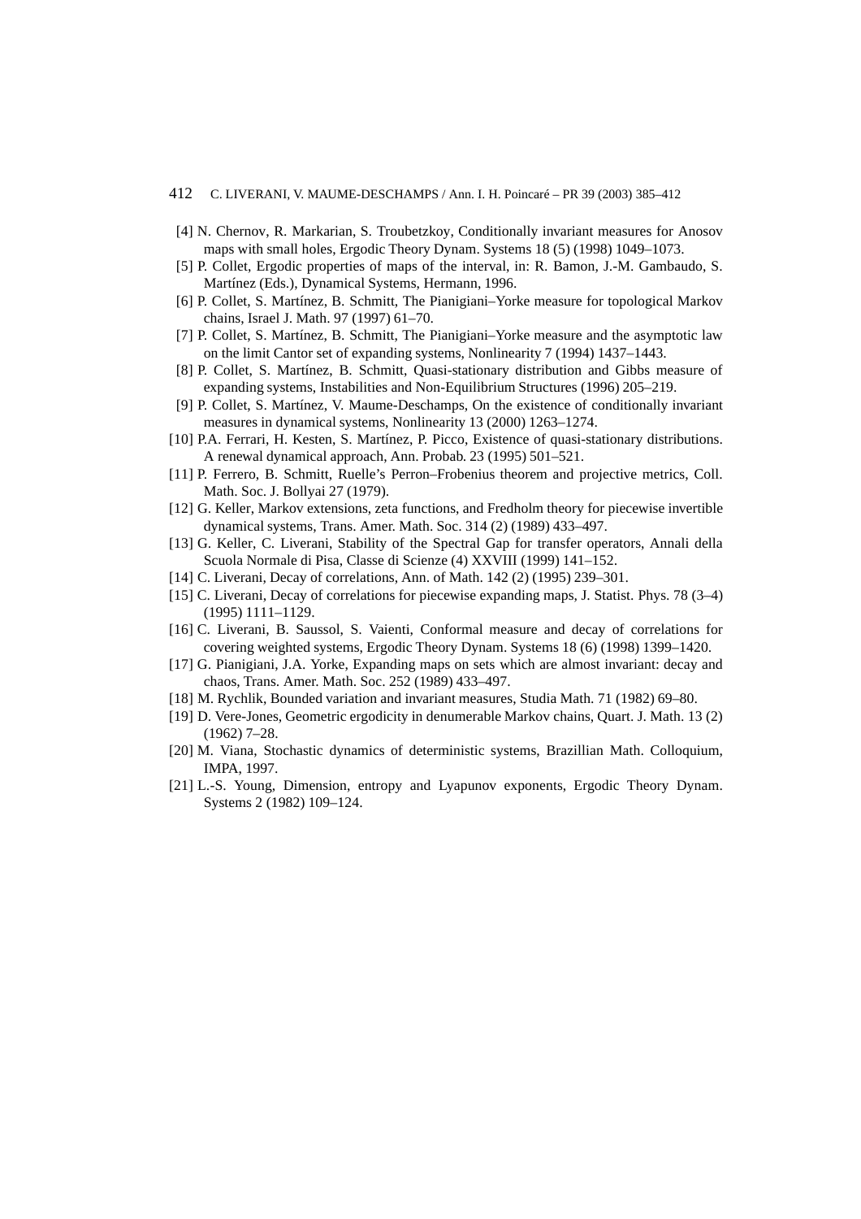[4] N. Chernov, R. Markarian, S. Troubetzkoy, Conditionally invariant measures for Anosov maps with small holes, Ergodic Theory Dynam. Systems 18 (5) (1998) 1049–1073.

[5] P. Collet, Ergodic properties of maps of the interval, in: R. Bamon, J.-M. Gambaudo, S. Martínez (Eds.), Dynamical Systems, Hermann, 1996.

[6] P. Collet, S. Martínez, B. Schmitt, The Pianigiani–Yorke measure for topological Markov chains, Israel J. Math. 97 (1997) 61–70.

[7] P. Collet, S. Martínez, B. Schmitt, The Pianigiani–Yorke measure and the asymptotic law on the limit Cantor set of expanding systems, Nonlinearity 7 (1994) 1437–1443.

[8] P. Collet, S. Martínez, B. Schmitt, Quasi-stationary distribution and Gibbs measure of expanding systems, Instabilities and Non-Equilibrium Structures (1996) 205–219.

[9] P. Collet, S. Martínez, V. Maume-Deschamps, On the existence of conditionally invariant measures in dynamical systems, Nonlinearity 13 (2000) 1263–1274.

[10] P.A. Ferrari, H. Kesten, S. Martínez, P. Picco, Existence of quasi-stationary distributions. A renewal dynamical approach, Ann. Probab. 23 (1995) 501–521.

[11] P. Ferrero, B. Schmitt, Ruelle's Perron–Frobenius theorem and projective metrics, Coll. Math. Soc. J. Bollyai 27 (1979).

[12] G. Keller, Markov extensions, zeta functions, and Fredholm theory for piecewise invertible dynamical systems, Trans. Amer. Math. Soc. 314 (2) (1989) 433–497.

[13] G. Keller, C. Liverani, Stability of the Spectral Gap for transfer operators, Annali della Scuola Normale di Pisa, Classe di Scienze (4) XXVIII (1999) 141–152.

[14] C. Liverani, Decay of correlations, Ann. of Math. 142 (2) (1995) 239–301.

[15] C. Liverani, Decay of correlations for piecewise expanding maps, J. Statist. Phys. 78 (3–4) (1995) 1111–1129.

[16] C. Liverani, B. Saussol, S. Vaienti, Conformal measure and decay of correlations for covering weighted systems, Ergodic Theory Dynam. Systems 18 (6) (1998) 1399–1420.

[17] G. Pianigiani, J.A. Yorke, Expanding maps on sets which are almost invariant: decay and chaos, Trans. Amer. Math. Soc. 252 (1989) 433–497.

[18] M. Rychlik, Bounded variation and invariant measures, Studia Math. 71 (1982) 69–80.

[19] D. Vere-Jones, Geometric ergodicity in denumerable Markov chains, Quart. J. Math. 13 (2) (1962) 7–28.

[20] M. Viana, Stochastic dynamics of deterministic systems, Brazillian Math. Colloquium, IMPA, 1997.

[21] L.-S. Young, Dimension, entropy and Lyapunov exponents, Ergodic Theory Dynam. Systems 2 (1982) 109–124.